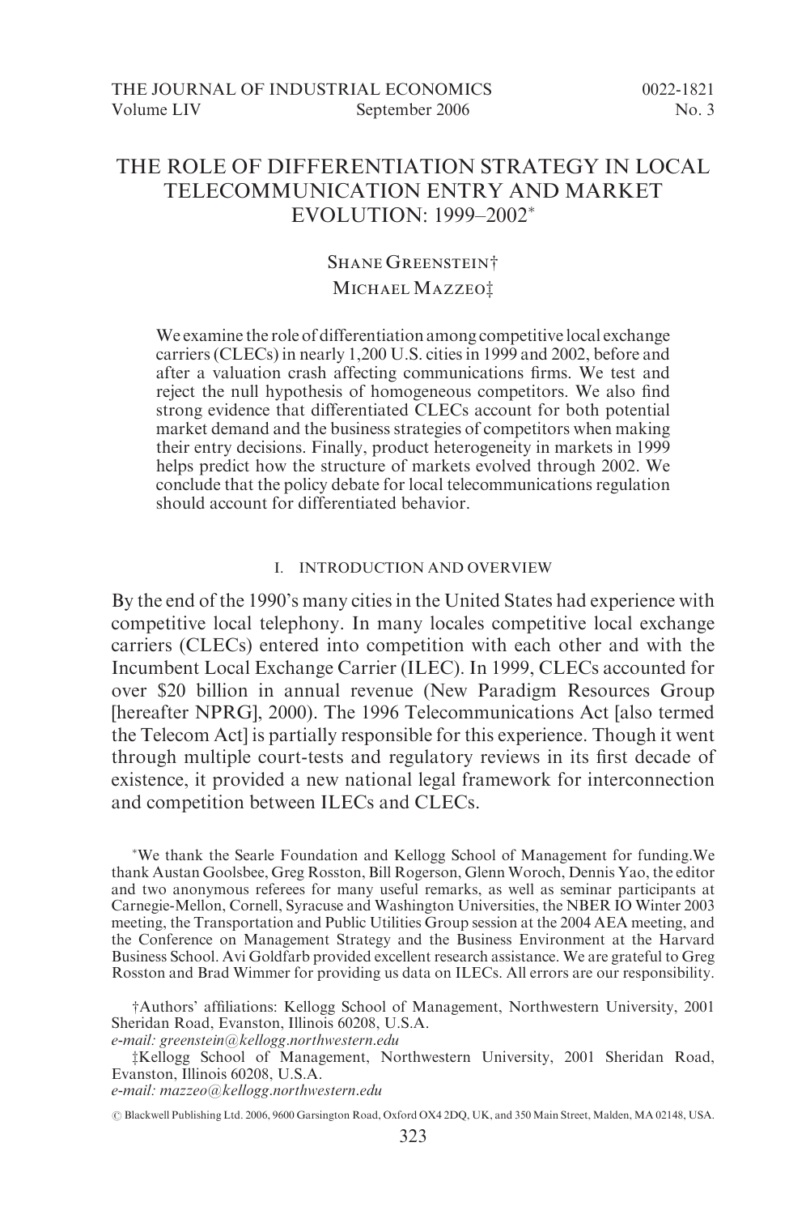# THE ROLE OF DIFFERENTIATION STRATEGY IN LOCAL TELECOMMUNICATION ENTRY AND MARKET EVOLUTION: 1999–2002*

Shane Greenstein†

Michael Mazzeo‡

We examine the role of differentiation among competitive local exchange carriers (CLECs) in nearly 1,200 U.S. cities in 1999 and 2002, before and after a valuation crash affecting communications firms. We test and reject the null hypothesis of homogeneous competitors. We also find strong evidence that differentiated CLECs account for both potential market demand and the business strategies of competitors when making their entry decisions. Finally, product heterogeneity in markets in 1999 helps predict how the structure of markets evolved through 2002. We conclude that the policy debate for local telecommunications regulation should account for differentiated behavior.

## I. INTRODUCTION AND OVERVIEW

By the end of the 1990's many cities in the United States had experience with competitive local telephony. In many locales competitive local exchange carriers (CLECs) entered into competition with each other and with the Incumbent Local Exchange Carrier (ILEC). In 1999, CLECs accounted for over \$20 billion in annual revenue (New Paradigm Resources Group [hereafter NPRG], 2000). The 1996 Telecommunications Act [also termed the Telecom Act] is partially responsible for this experience. Though it went through multiple court-tests and regulatory reviews in its first decade of existence, it provided a new national legal framework for interconnection and competition between ILECs and CLECs.

*We thank the Searle Foundation and Kellogg School of Management for funding. We thank Austan Goolsbee, Greg Rosston, Bill Rogerson, Glenn Woroch, Dennis Yao, the editor and two anonymous referees for many useful remarks, as well as seminar participants at Carnegie-Mellon, Cornell, Syracuse and Washington Universities, the NBER IO Winter 2003 meeting, the Transportation and Public Utilities Group session at the 2004 AEA meeting, and the Conference on Management Strategy and the Business Environment at the Harvard Business School. Avi Goldfarb provided excellent research assistance. We are grateful to Greg Rosston and Brad Wimmer for providing us data on ILECs. All errors are our responsibility.

†Authors' affiliations: Kellogg School of Management, Northwestern University, 2001 Sheridan Road, Evanston, Illinois 60208, U.S.A.
*e-mail: greenstein@kellogg.northwestern.edu*

‡Kellogg School of Management, Northwestern University, 2001 Sheridan Road, Evanston, Illinois 60208, U.S.A.
*e-mail: mazzeo@kellogg.northwestern.edu*

© Blackwell Publishing Ltd. 2006, 9600 Garsington Road, Oxford OX4 2DQ, UK, and 350 Main Street, Malden, MA 02148, USA.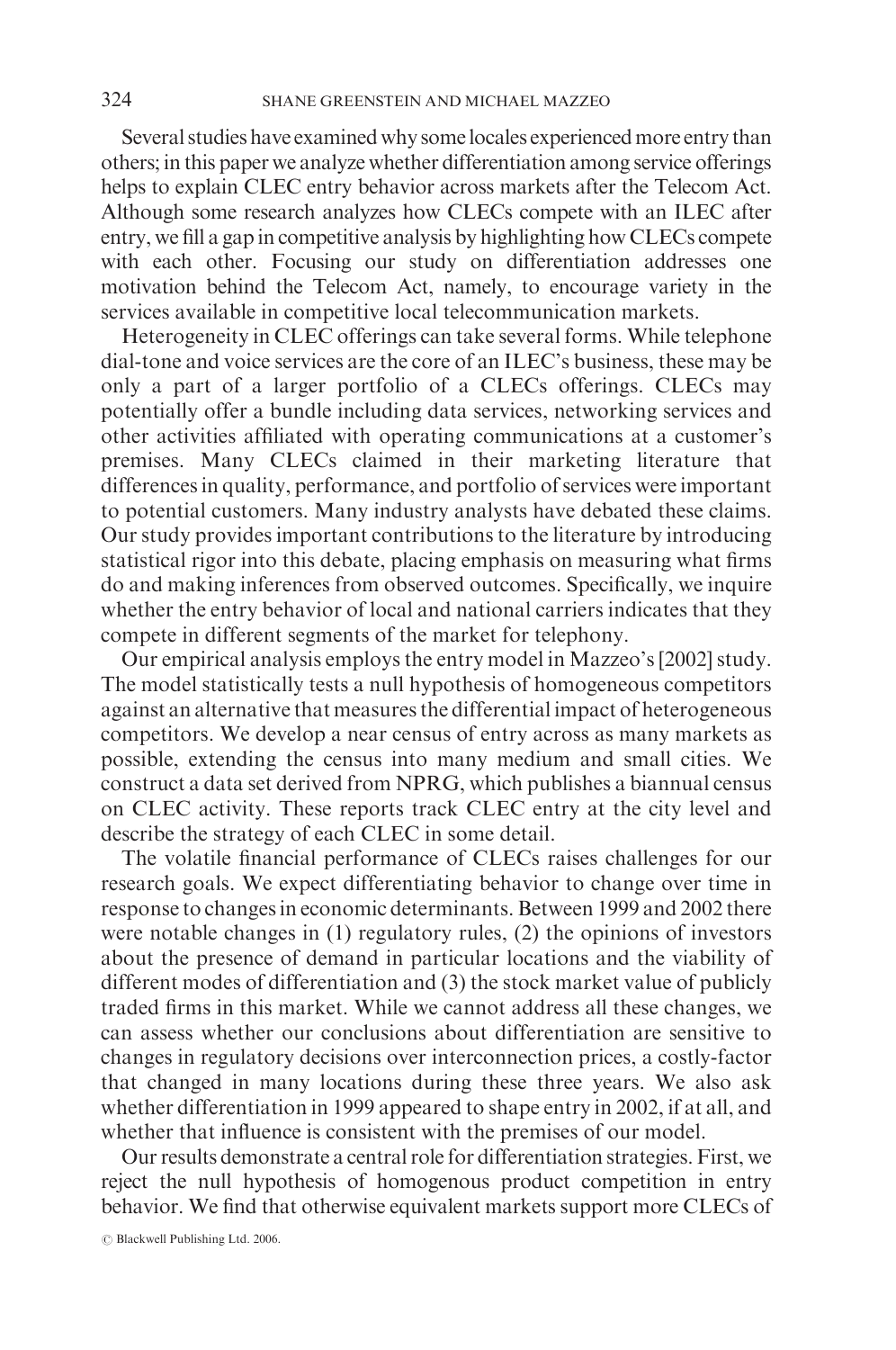Several studies have examined why some locales experienced more entry than others; in this paper we analyze whether differentiation among service offerings helps to explain CLEC entry behavior across markets after the Telecom Act. Although some research analyzes how CLECs compete with an ILEC after entry, we fill a gap in competitive analysis by highlighting how CLECs compete with each other. Focusing our study on differentiation addresses one motivation behind the Telecom Act, namely, to encourage variety in the services available in competitive local telecommunication markets.

Heterogeneity in CLEC offerings can take several forms. While telephone dial-tone and voice services are the core of an ILEC's business, these may be only a part of a larger portfolio of a CLECs offerings. CLECs may potentially offer a bundle including data services, networking services and other activities affiliated with operating communications at a customer's premises. Many CLECs claimed in their marketing literature that differences in quality, performance, and portfolio of services were important to potential customers. Many industry analysts have debated these claims. Our study provides important contributions to the literature by introducing statistical rigor into this debate, placing emphasis on measuring what firms do and making inferences from observed outcomes. Specifically, we inquire whether the entry behavior of local and national carriers indicates that they compete in different segments of the market for telephony.

Our empirical analysis employs the entry model in Mazzeo's [2002] study. The model statistically tests a null hypothesis of homogeneous competitors against an alternative that measures the differential impact of heterogeneous competitors. We develop a near census of entry across as many markets as possible, extending the census into many medium and small cities. We construct a data set derived from NPRG, which publishes a biannual census on CLEC activity. These reports track CLEC entry at the city level and describe the strategy of each CLEC in some detail.

The volatile financial performance of CLECs raises challenges for our research goals. We expect differentiating behavior to change over time in response to changes in economic determinants. Between 1999 and 2002 there were notable changes in (1) regulatory rules, (2) the opinions of investors about the presence of demand in particular locations and the viability of different modes of differentiation and (3) the stock market value of publicly traded firms in this market. While we cannot address all these changes, we can assess whether our conclusions about differentiation are sensitive to changes in regulatory decisions over interconnection prices, a costly-factor that changed in many locations during these three years. We also ask whether differentiation in 1999 appeared to shape entry in 2002, if at all, and whether that influence is consistent with the premises of our model.

Our results demonstrate a central role for differentiation strategies. First, we reject the null hypothesis of homogenous product competition in entry behavior. We find that otherwise equivalent markets support more CLECs of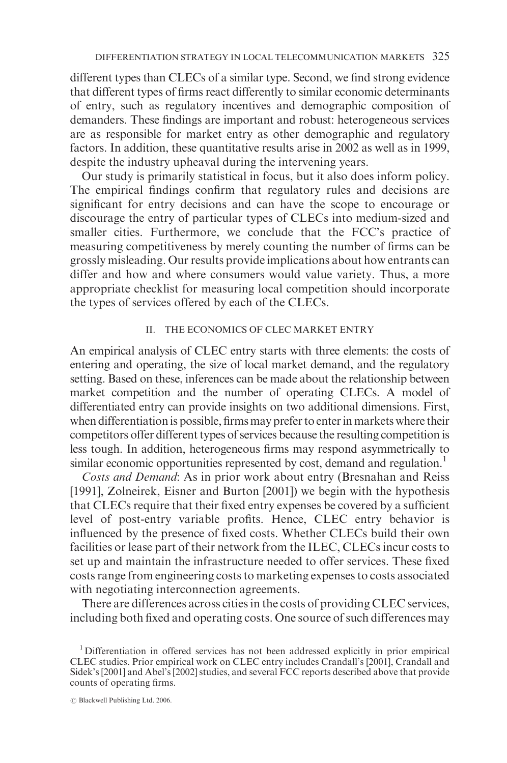different types than CLECs of a similar type. Second, we find strong evidence that different types of firms react differently to similar economic determinants of entry, such as regulatory incentives and demographic composition of demanders. These findings are important and robust: heterogeneous services are as responsible for market entry as other demographic and regulatory factors. In addition, these quantitative results arise in 2002 as well as in 1999, despite the industry upheaval during the intervening years.

Our study is primarily statistical in focus, but it also does inform policy. The empirical findings confirm that regulatory rules and decisions are significant for entry decisions and can have the scope to encourage or discourage the entry of particular types of CLECs into medium-sized and smaller cities. Furthermore, we conclude that the FCC's practice of measuring competitiveness by merely counting the number of firms can be grossly misleading. Our results provide implications about how entrants can differ and how and where consumers would value variety. Thus, a more appropriate checklist for measuring local competition should incorporate the types of services offered by each of the CLECs.

## II. THE ECONOMICS OF CLEC MARKET ENTRY

An empirical analysis of CLEC entry starts with three elements: the costs of entering and operating, the size of local market demand, and the regulatory setting. Based on these, inferences can be made about the relationship between market competition and the number of operating CLECs. A model of differentiated entry can provide insights on two additional dimensions. First, when differentiation is possible, firms may prefer to enter in markets where their competitors offer different types of services because the resulting competition is less tough. In addition, heterogeneous firms may respond asymmetrically to similar economic opportunities represented by cost, demand and regulation.[1]

*Costs and Demand*: As in prior work about entry (Bresnahan and Reiss [1991], Zolneirek, Eisner and Burton [2001]) we begin with the hypothesis that CLECs require that their fixed entry expenses be covered by a sufficient level of post-entry variable profits. Hence, CLEC entry behavior is influenced by the presence of fixed costs. Whether CLECs build their own facilities or lease part of their network from the ILEC, CLECs incur costs to set up and maintain the infrastructure needed to offer services. These fixed costs range from engineering costs to marketing expenses to costs associated with negotiating interconnection agreements.

There are differences across cities in the costs of providing CLEC services, including both fixed and operating costs. One source of such differences may

[1] Differentiation in offered services has not been addressed explicitly in prior empirical CLEC studies. Prior empirical work on CLEC entry includes Crandall's [2001], Crandall and Sidek's [2001] and Abel's [2002] studies, and several FCC reports described above that provide counts of operating firms.

© Blackwell Publishing Ltd. 2006.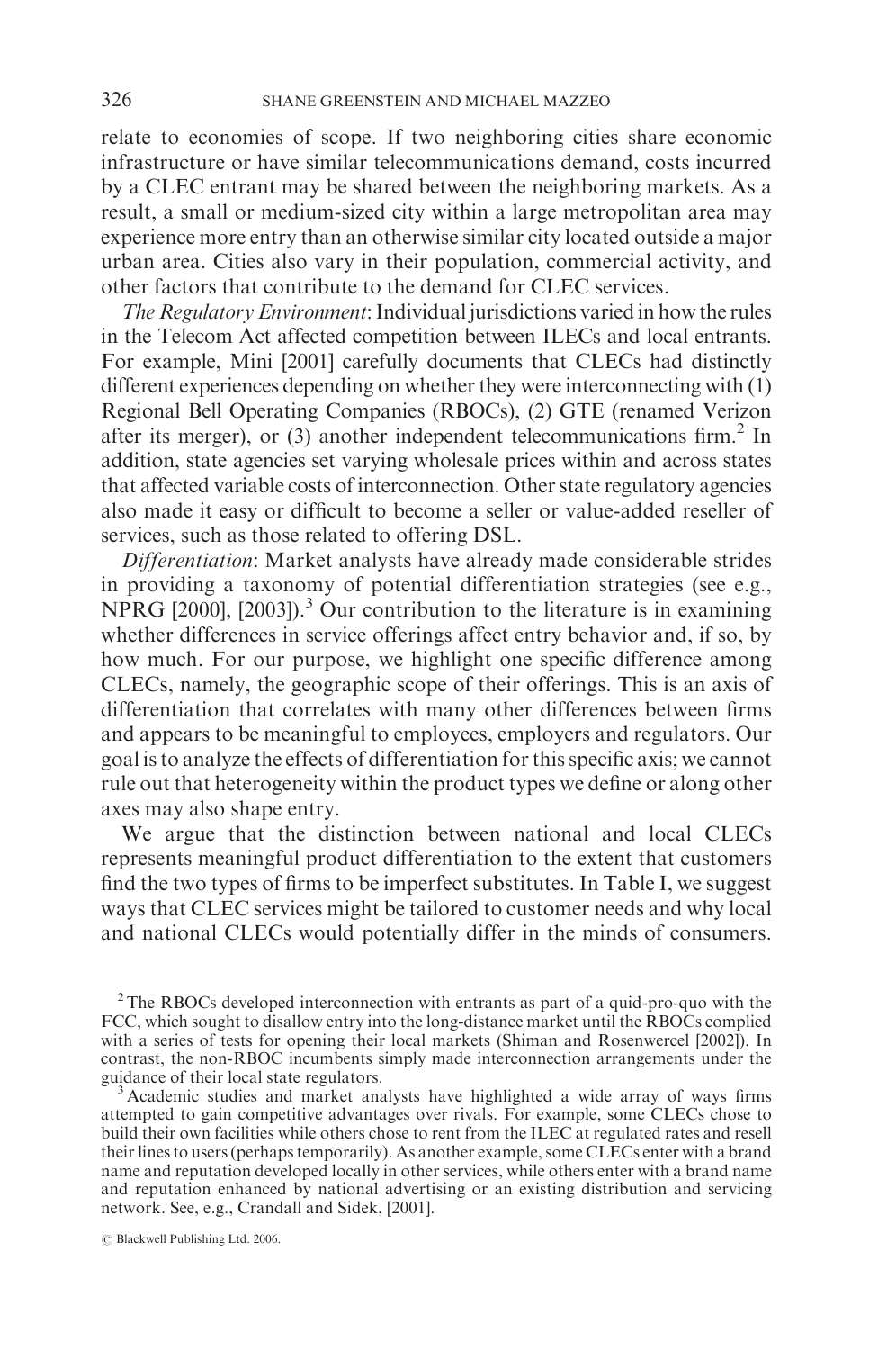relate to economies of scope. If two neighboring cities share economic infrastructure or have similar telecommunications demand, costs incurred by a CLEC entrant may be shared between the neighboring markets. As a result, a small or medium-sized city within a large metropolitan area may experience more entry than an otherwise similar city located outside a major urban area. Cities also vary in their population, commercial activity, and other factors that contribute to the demand for CLEC services.

*The Regulatory Environment*: Individual jurisdictions varied in how the rules in the Telecom Act affected competition between ILECs and local entrants. For example, Mini [2001] carefully documents that CLECs had distinctly different experiences depending on whether they were interconnecting with (1) Regional Bell Operating Companies (RBOCs), (2) GTE (renamed Verizon after its merger), or (3) another independent telecommunications firm.[2] In addition, state agencies set varying wholesale prices within and across states that affected variable costs of interconnection. Other state regulatory agencies also made it easy or difficult to become a seller or value-added reseller of services, such as those related to offering DSL.

*Differentiation*: Market analysts have already made considerable strides in providing a taxonomy of potential differentiation strategies (see e.g., NPRG [2000], [2003]).[3] Our contribution to the literature is in examining whether differences in service offerings affect entry behavior and, if so, by how much. For our purpose, we highlight one specific difference among CLECs, namely, the geographic scope of their offerings. This is an axis of differentiation that correlates with many other differences between firms and appears to be meaningful to employees, employers and regulators. Our goal is to analyze the effects of differentiation for this specific axis; we cannot rule out that heterogeneity within the product types we define or along other axes may also shape entry.

We argue that the distinction between national and local CLECs represents meaningful product differentiation to the extent that customers find the two types of firms to be imperfect substitutes. In Table I, we suggest ways that CLEC services might be tailored to customer needs and why local and national CLECs would potentially differ in the minds of consumers.

[2] The RBOCs developed interconnection with entrants as part of a quid-pro-quo with the FCC, which sought to disallow entry into the long-distance market until the RBOCs complied with a series of tests for opening their local markets (Shiman and Rosenwercel [2002]). In contrast, the non-RBOC incumbents simply made interconnection arrangements under the guidance of their local state regulators.

[3] Academic studies and market analysts have highlighted a wide array of ways firms attempted to gain competitive advantages over rivals. For example, some CLECs chose to build their own facilities while others chose to rent from the ILEC at regulated rates and resell their lines to users (perhaps temporarily). As another example, some CLECs enter with a brand name and reputation developed locally in other services, while others enter with a brand name and reputation enhanced by national advertising or an existing distribution and servicing network. See, e.g., Crandall and Sidek, [2001].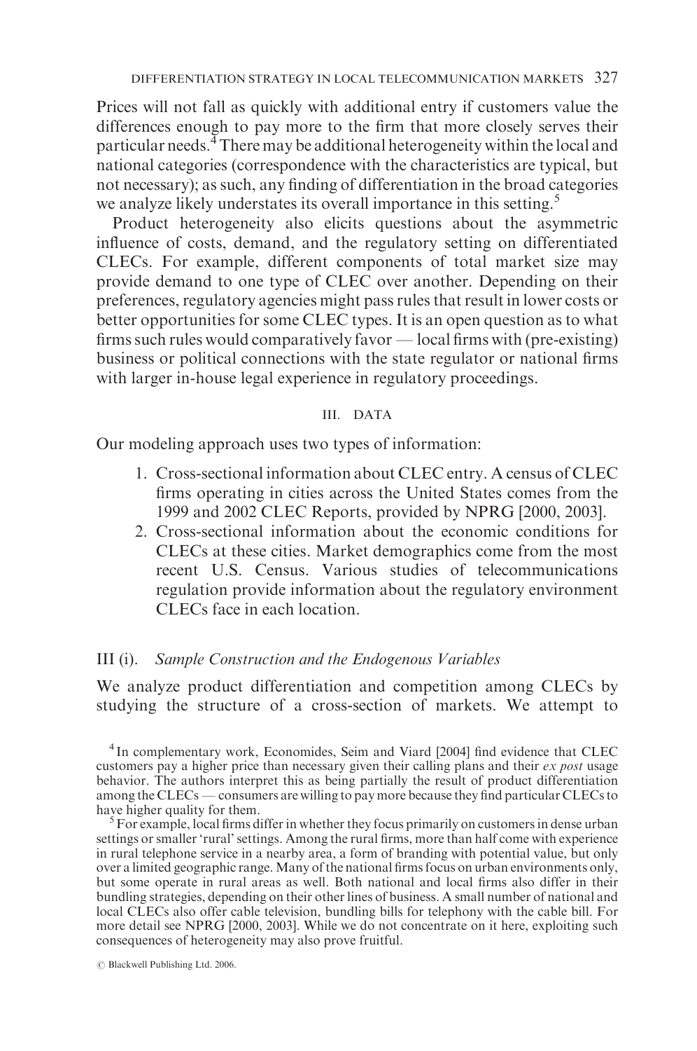Prices will not fall as quickly with additional entry if customers value the differences enough to pay more to the firm that more closely serves their particular needs.[4] There may be additional heterogeneity within the local and national categories (correspondence with the characteristics are typical, but not necessary); as such, any finding of differentiation in the broad categories we analyze likely understates its overall importance in this setting.[5]

Product heterogeneity also elicits questions about the asymmetric influence of costs, demand, and the regulatory setting on differentiated CLECs. For example, different components of total market size may provide demand to one type of CLEC over another. Depending on their preferences, regulatory agencies might pass rules that result in lower costs or better opportunities for some CLEC types. It is an open question as to what firms such rules would comparatively favor — local firms with (pre-existing) business or political connections with the state regulator or national firms with larger in-house legal experience in regulatory proceedings.

## III. DATA

Our modeling approach uses two types of information:

1. Cross-sectional information about CLEC entry. A census of CLEC firms operating in cities across the United States comes from the 1999 and 2002 CLEC Reports, provided by NPRG [2000, 2003].
2. Cross-sectional information about the economic conditions for CLECs at these cities. Market demographics come from the most recent U.S. Census. Various studies of telecommunications regulation provide information about the regulatory environment CLECs face in each location.

### III (i). *Sample Construction and the Endogenous Variables*

We analyze product differentiation and competition among CLECs by studying the structure of a cross-section of markets. We attempt to

[4] In complementary work, Economides, Seim and Viard [2004] find evidence that CLEC customers pay a higher price than necessary given their calling plans and their *ex post* usage behavior. The authors interpret this as being partially the result of product differentiation among the CLECs — consumers are willing to pay more because they find particular CLECs to have higher quality for them.

[5] For example, local firms differ in whether they focus primarily on customers in dense urban settings or smaller 'rural' settings. Among the rural firms, more than half come with experience in rural telephone service in a nearby area, a form of branding with potential value, but only over a limited geographic range. Many of the national firms focus on urban environments only, but some operate in rural areas as well. Both national and local firms also differ in their bundling strategies, depending on their other lines of business. A small number of national and local CLECs also offer cable television, bundling bills for telephony with the cable bill. For more detail see NPRG [2000, 2003]. While we do not concentrate on it here, exploiting such consequences of heterogeneity may also prove fruitful.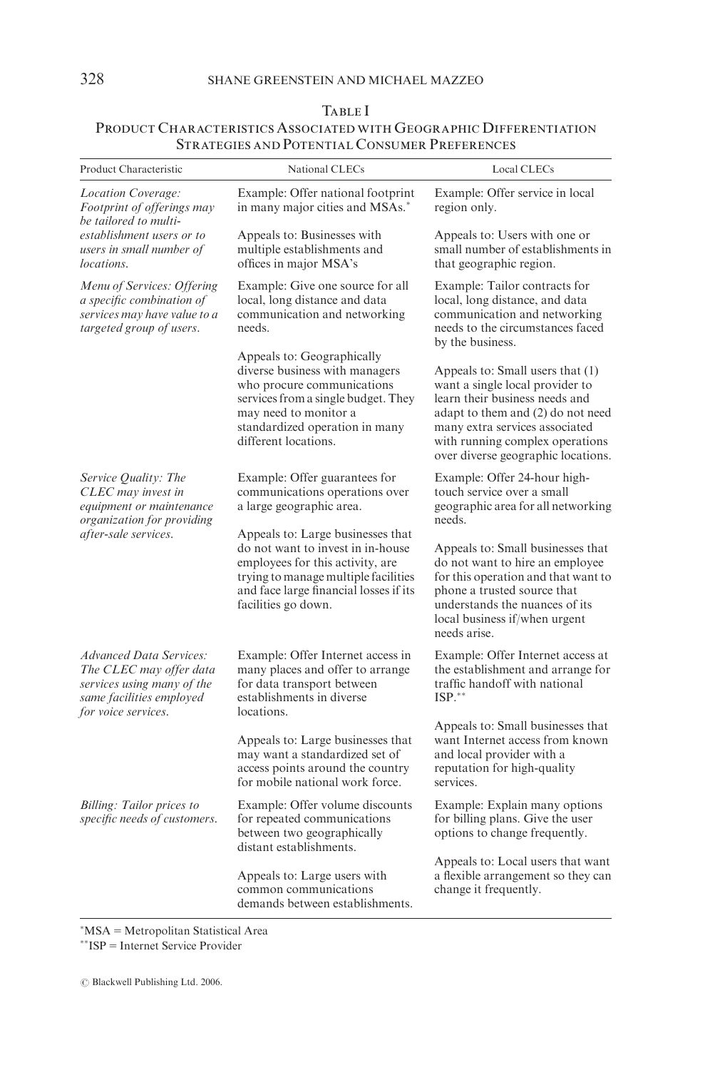Table I

Product Characteristics Associated with Geographic Differentiation Strategies and Potential Consumer Preferences

| Product Characteristic | National CLECs | Local CLECs |
|---|---|---|
| *Location Coverage: Footprint of offerings may be tailored to multi-establishment users or to users in small number of locations.* | Example: Offer national footprint in many major cities and MSAs.*<br><br>Appeals to: Businesses with multiple establishments and offices in major MSA's | Example: Offer service in local region only.<br><br>Appeals to: Users with one or small number of establishments in that geographic region. |
| *Menu of Services: Offering a specific combination of services may have value to a targeted group of users.* | Example: Give one source for all local, long distance and data communication and networking needs.<br><br>Appeals to: Geographically diverse business with managers who procure communications services from a single budget. They may need to monitor a standardized operation in many different locations. | Example: Tailor contracts for local, long distance, and data communication and networking needs to the circumstances faced by the business.<br><br>Appeals to: Small users that (1) want a single local provider to learn their business needs and adapt to them and (2) do not need many extra services associated with running complex operations over diverse geographic locations. |
| *Service Quality: The CLEC may invest in equipment or maintenance organization for providing after-sale services.* | Example: Offer guarantees for communications operations over a large geographic area.<br><br>Appeals to: Large businesses that do not want to invest in in-house employees for this activity, are trying to manage multiple facilities and face large financial losses if its facilities go down. | Example: Offer 24-hour high-touch service over a small geographic area for all networking needs.<br><br>Appeals to: Small businesses that do not want to hire an employee for this operation and that want to phone a trusted source that understands the nuances of its local business if/when urgent needs arise. |
| *Advanced Data Services: The CLEC may offer data services using many of the same facilities employed for voice services.* | Example: Offer Internet access in many places and offer to arrange for data transport between establishments in diverse locations.<br><br>Appeals to: Large businesses that may want a standardized set of access points around the country for mobile national work force. | Example: Offer Internet access at the establishment and arrange for traffic handoff with national ISP.**<br><br>Appeals to: Small businesses that want Internet access from known and local provider with a reputation for high-quality services. |
| *Billing: Tailor prices to specific needs of customers.* | Example: Offer volume discounts for repeated communications between two geographically distant establishments.<br><br>Appeals to: Large users with common communications demands between establishments. | Example: Explain many options for billing plans. Give the user options to change frequently.<br><br>Appeals to: Local users that want a flexible arrangement so they can change it frequently. |

*MSA = Metropolitan Statistical Area

**ISP = Internet Service Provider

© Blackwell Publishing Ltd. 2006.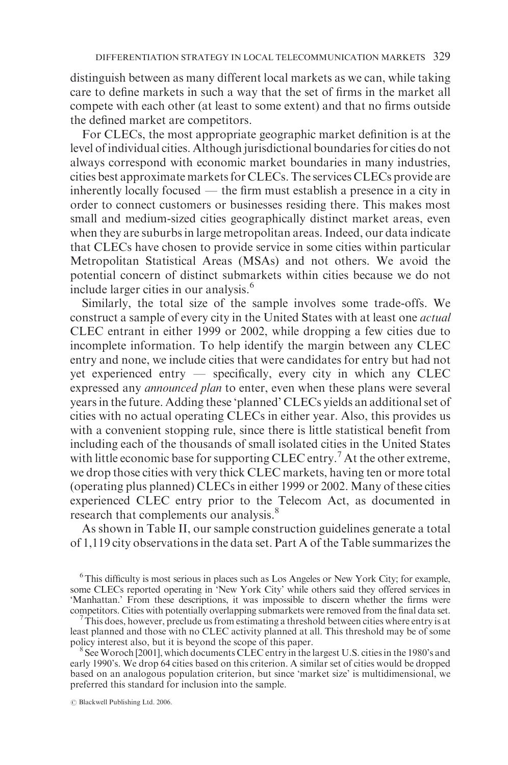distinguish between as many different local markets as we can, while taking care to define markets in such a way that the set of firms in the market all compete with each other (at least to some extent) and that no firms outside the defined market are competitors.

For CLECs, the most appropriate geographic market definition is at the level of individual cities. Although jurisdictional boundaries for cities do not always correspond with economic market boundaries in many industries, cities best approximate markets for CLECs. The services CLECs provide are inherently locally focused — the firm must establish a presence in a city in order to connect customers or businesses residing there. This makes most small and medium-sized cities geographically distinct market areas, even when they are suburbs in large metropolitan areas. Indeed, our data indicate that CLECs have chosen to provide service in some cities within particular Metropolitan Statistical Areas (MSAs) and not others. We avoid the potential concern of distinct submarkets within cities because we do not include larger cities in our analysis.[6]

Similarly, the total size of the sample involves some trade-offs. We construct a sample of every city in the United States with at least one *actual* CLEC entrant in either 1999 or 2002, while dropping a few cities due to incomplete information. To help identify the margin between any CLEC entry and none, we include cities that were candidates for entry but had not yet experienced entry — specifically, every city in which any CLEC expressed any *announced plan* to enter, even when these plans were several years in the future. Adding these 'planned' CLECs yields an additional set of cities with no actual operating CLECs in either year. Also, this provides us with a convenient stopping rule, since there is little statistical benefit from including each of the thousands of small isolated cities in the United States with little economic base for supporting CLEC entry.[7] At the other extreme, we drop those cities with very thick CLEC markets, having ten or more total (operating plus planned) CLECs in either 1999 or 2002. Many of these cities experienced CLEC entry prior to the Telecom Act, as documented in research that complements our analysis.[8]

As shown in Table II, our sample construction guidelines generate a total of 1,119 city observations in the data set. Part A of the Table summarizes the

[6] This difficulty is most serious in places such as Los Angeles or New York City; for example, some CLECs reported operating in 'New York City' while others said they offered services in 'Manhattan.' From these descriptions, it was impossible to discern whether the firms were competitors. Cities with potentially overlapping submarkets were removed from the final data set.

[7] This does, however, preclude us from estimating a threshold between cities where entry is at least planned and those with no CLEC activity planned at all. This threshold may be of some policy interest also, but it is beyond the scope of this paper.

[8] See Woroch [2001], which documents CLEC entry in the largest U.S. cities in the 1980's and early 1990's. We drop 64 cities based on this criterion. A similar set of cities would be dropped based on an analogous population criterion, but since 'market size' is multidimensional, we preferred this standard for inclusion into the sample.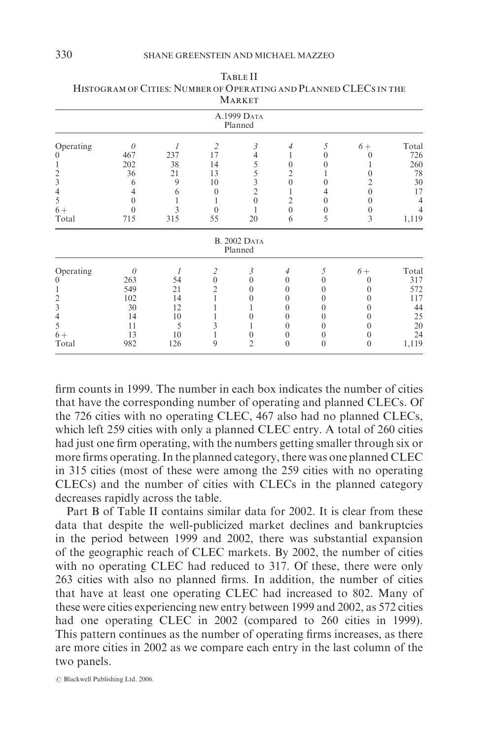Table II
Histogram of Cities: Number of Operating and Planned CLECs in the Market

| A. 1999 Data | | | | | | | | |
|---|---|---|---|---|---|---|---|---|
| | Planned | | | | | | | |
| Operating | *0* | *1* | *2* | *3* | *4* | *5* | *6+* | Total |
| 0 | 467 | 237 | 17 | 4 | 1 | 0 | 0 | 726 |
| 1 | 202 | 38 | 14 | 5 | 0 | 0 | 1 | 260 |
| 2 | 36 | 21 | 13 | 5 | 2 | 1 | 0 | 78 |
| 3 | 6 | 9 | 10 | 3 | 0 | 0 | 2 | 30 |
| 4 | 4 | 6 | 0 | 2 | 1 | 4 | 0 | 17 |
| 5 | 0 | 1 | 1 | 0 | 2 | 0 | 0 | 4 |
| 6+ | 0 | 3 | 0 | 1 | 0 | 0 | 0 | 4 |
| Total | 715 | 315 | 55 | 20 | 6 | 5 | 3 | 1,119 |

| B. 2002 Data | | | | | | | | |
|---|---|---|---|---|---|---|---|---|
| | Planned | | | | | | | |
| Operating | *0* | *1* | *2* | *3* | *4* | *5* | *6+* | Total |
| 0 | 263 | 54 | 0 | 0 | 0 | 0 | 0 | 317 |
| 1 | 549 | 21 | 2 | 0 | 0 | 0 | 0 | 572 |
| 2 | 102 | 14 | 1 | 0 | 0 | 0 | 0 | 117 |
| 3 | 30 | 12 | 1 | 1 | 0 | 0 | 0 | 44 |
| 4 | 14 | 10 | 1 | 0 | 0 | 0 | 0 | 25 |
| 5 | 11 | 5 | 3 | 1 | 0 | 0 | 0 | 20 |
| 6+ | 13 | 10 | 1 | 0 | 0 | 0 | 0 | 24 |
| Total | 982 | 126 | 9 | 2 | 0 | 0 | 0 | 1,119 |

firm counts in 1999. The number in each box indicates the number of cities that have the corresponding number of operating and planned CLECs. Of the 726 cities with no operating CLEC, 467 also had no planned CLECs, which left 259 cities with only a planned CLEC entry. A total of 260 cities had just one firm operating, with the numbers getting smaller through six or more firms operating. In the planned category, there was one planned CLEC in 315 cities (most of these were among the 259 cities with no operating CLECs) and the number of cities with CLECs in the planned category decreases rapidly across the table.

Part B of Table II contains similar data for 2002. It is clear from these data that despite the well-publicized market declines and bankruptcies in the period between 1999 and 2002, there was substantial expansion of the geographic reach of CLEC markets. By 2002, the number of cities with no operating CLEC had reduced to 317. Of these, there were only 263 cities with also no planned firms. In addition, the number of cities that have at least one operating CLEC had increased to 802. Many of these were cities experiencing new entry between 1999 and 2002, as 572 cities had one operating CLEC in 2002 (compared to 260 cities in 1999). This pattern continues as the number of operating firms increases, as there are more cities in 2002 as we compare each entry in the last column of the two panels.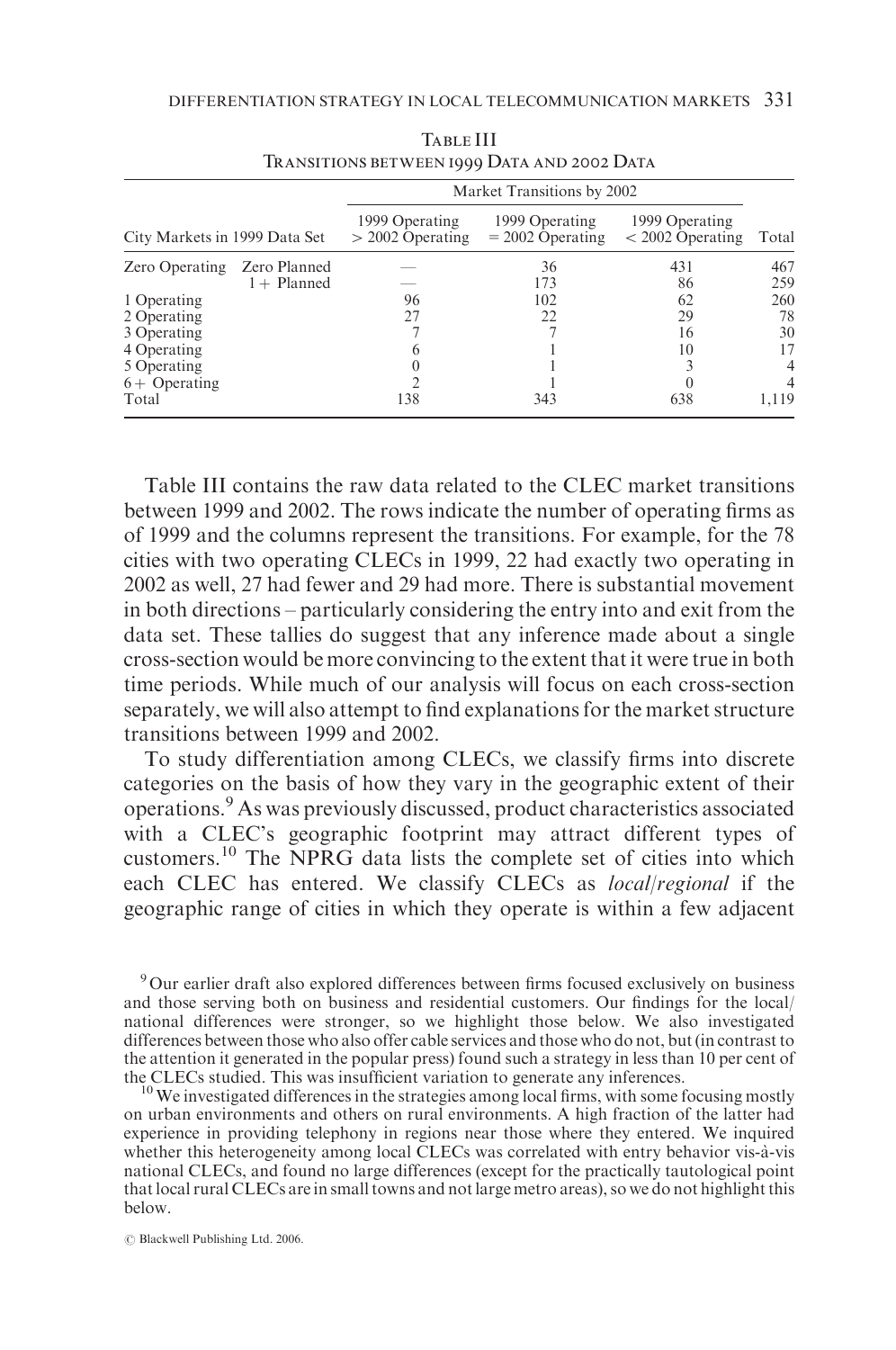Table III
Transitions between 1999 Data and 2002 Data

| City Markets in 1999 Data Set | | Market Transitions by 2002 | | | Total |
|---|---|---|---|---|---|
| | | 1999 Operating > 2002 Operating | 1999 Operating = 2002 Operating | 1999 Operating < 2002 Operating | |
| Zero Operating | Zero Planned | — | 36 | 431 | 467 |
| | 1+ Planned | — | 173 | 86 | 259 |
| 1 Operating | | 96 | 102 | 62 | 260 |
| 2 Operating | | 27 | 22 | 29 | 78 |
| 3 Operating | | 7 | 7 | 16 | 30 |
| 4 Operating | | 6 | 1 | 10 | 17 |
| 5 Operating | | 0 | 1 | 3 | 4 |
| 6+ Operating | | 2 | 1 | 0 | 4 |
| Total | | 138 | 343 | 638 | 1,119 |

Table III contains the raw data related to the CLEC market transitions between 1999 and 2002. The rows indicate the number of operating firms as of 1999 and the columns represent the transitions. For example, for the 78 cities with two operating CLECs in 1999, 22 had exactly two operating in 2002 as well, 27 had fewer and 29 had more. There is substantial movement in both directions – particularly considering the entry into and exit from the data set. These tallies do suggest that any inference made about a single cross-section would be more convincing to the extent that it were true in both time periods. While much of our analysis will focus on each cross-section separately, we will also attempt to find explanations for the market structure transitions between 1999 and 2002.

To study differentiation among CLECs, we classify firms into discrete categories on the basis of how they vary in the geographic extent of their operations.[9] As was previously discussed, product characteristics associated with a CLEC's geographic footprint may attract different types of customers.[10] The NPRG data lists the complete set of cities into which each CLEC has entered. We classify CLECs as *local/regional* if the geographic range of cities in which they operate is within a few adjacent

[9] Our earlier draft also explored differences between firms focused exclusively on business and those serving both on business and residential customers. Our findings for the local/national differences were stronger, so we highlight those below. We also investigated differences between those who also offer cable services and those who do not, but (in contrast to the attention it generated in the popular press) found such a strategy in less than 10 per cent of the CLECs studied. This was insufficient variation to generate any inferences.

[10] We investigated differences in the strategies among local firms, with some focusing mostly on urban environments and others on rural environments. A high fraction of the latter had experience in providing telephony in regions near those where they entered. We inquired whether this heterogeneity among local CLECs was correlated with entry behavior vis-à-vis national CLECs, and found no large differences (except for the practically tautological point that local rural CLECs are in small towns and not large metro areas), so we do not highlight this below.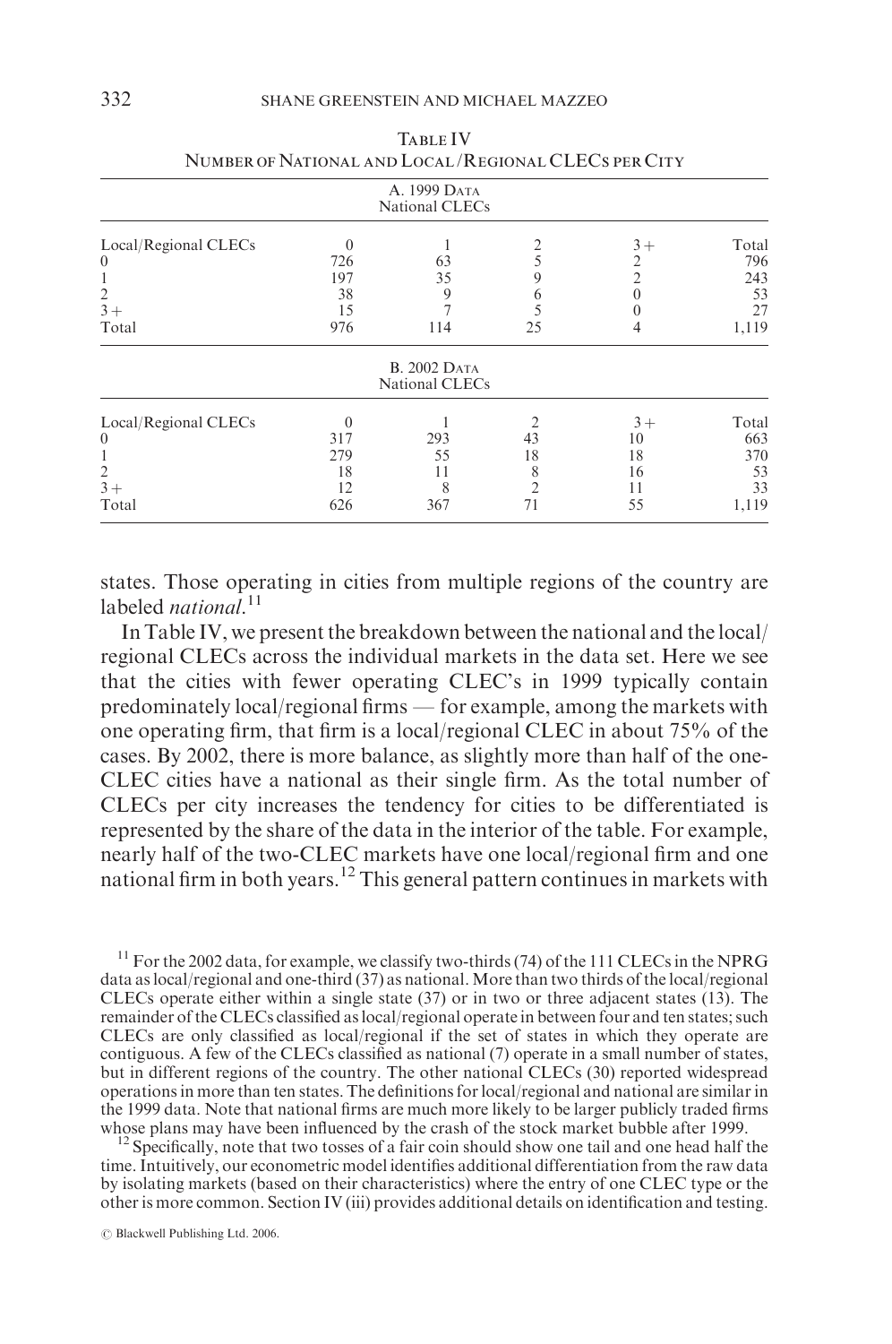TABLE IV
NUMBER OF NATIONAL AND LOCAL/REGIONAL CLECS PER CITY

| A. 1999 DATA | | | | | |
|---|---|---|---|---|---|
| | National CLECs | | | | |
| Local/Regional CLECs | 0 | 1 | 2 | 3+ | Total |
| 0 | 726 | 63 | 5 | 2 | 796 |
| 1 | 197 | 35 | 9 | 2 | 243 |
| 2 | 38 | 9 | 6 | 0 | 53 |
| 3+ | 15 | 7 | 5 | 0 | 27 |
| Total | 976 | 114 | 25 | 4 | 1,119 |

| B. 2002 DATA | | | | | |
|---|---|---|---|---|---|
| | National CLECs | | | | |
| Local/Regional CLECs | 0 | 1 | 2 | 3+ | Total |
| 0 | 317 | 293 | 43 | 10 | 663 |
| 1 | 279 | 55 | 18 | 18 | 370 |
| 2 | 18 | 11 | 8 | 16 | 53 |
| 3+ | 12 | 8 | 2 | 11 | 33 |
| Total | 626 | 367 | 71 | 55 | 1,119 |

states. Those operating in cities from multiple regions of the country are labeled *national*.[11]

In Table IV, we present the breakdown between the national and the local/regional CLECs across the individual markets in the data set. Here we see that the cities with fewer operating CLEC's in 1999 typically contain predominately local/regional firms — for example, among the markets with one operating firm, that firm is a local/regional CLEC in about 75% of the cases. By 2002, there is more balance, as slightly more than half of the one-CLEC cities have a national as their single firm. As the total number of CLECs per city increases the tendency for cities to be differentiated is represented by the share of the data in the interior of the table. For example, nearly half of the two-CLEC markets have one local/regional firm and one national firm in both years.[12] This general pattern continues in markets with

[11] For the 2002 data, for example, we classify two-thirds (74) of the 111 CLECs in the NPRG data as local/regional and one-third (37) as national. More than two thirds of the local/regional CLECs operate either within a single state (37) or in two or three adjacent states (13). The remainder of the CLECs classified as local/regional operate in between four and ten states; such CLECs are only classified as local/regional if the set of states in which they operate are contiguous. A few of the CLECs classified as national (7) operate in a small number of states, but in different regions of the country. The other national CLECs (30) reported widespread operations in more than ten states. The definitions for local/regional and national are similar in the 1999 data. Note that national firms are much more likely to be larger publicly traded firms whose plans may have been influenced by the crash of the stock market bubble after 1999.

[12] Specifically, note that two tosses of a fair coin should show one tail and one head half the time. Intuitively, our econometric model identifies additional differentiation from the raw data by isolating markets (based on their characteristics) where the entry of one CLEC type or the other is more common. Section IV (iii) provides additional details on identification and testing.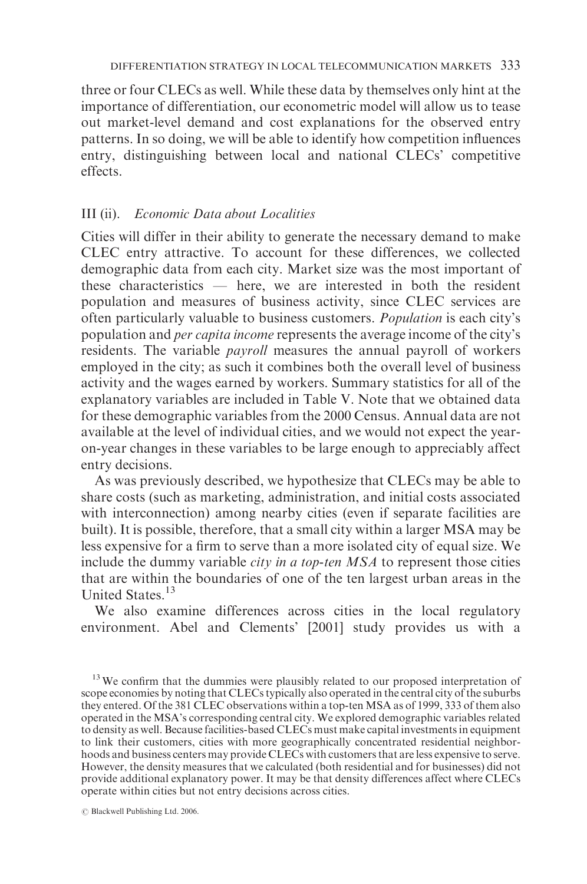three or four CLECs as well. While these data by themselves only hint at the importance of differentiation, our econometric model will allow us to tease out market-level demand and cost explanations for the observed entry patterns. In so doing, we will be able to identify how competition influences entry, distinguishing between local and national CLECs' competitive effects.

### III (ii). *Economic Data about Localities*

Cities will differ in their ability to generate the necessary demand to make CLEC entry attractive. To account for these differences, we collected demographic data from each city. Market size was the most important of these characteristics — here, we are interested in both the resident population and measures of business activity, since CLEC services are often particularly valuable to business customers. *Population* is each city's population and *per capita income* represents the average income of the city's residents. The variable *payroll* measures the annual payroll of workers employed in the city; as such it combines both the overall level of business activity and the wages earned by workers. Summary statistics for all of the explanatory variables are included in Table V. Note that we obtained data for these demographic variables from the 2000 Census. Annual data are not available at the level of individual cities, and we would not expect the year-on-year changes in these variables to be large enough to appreciably affect entry decisions.

As was previously described, we hypothesize that CLECs may be able to share costs (such as marketing, administration, and initial costs associated with interconnection) among nearby cities (even if separate facilities are built). It is possible, therefore, that a small city within a larger MSA may be less expensive for a firm to serve than a more isolated city of equal size. We include the dummy variable *city in a top-ten MSA* to represent those cities that are within the boundaries of one of the ten largest urban areas in the United States.[13]

We also examine differences across cities in the local regulatory environment. Abel and Clements' [2001] study provides us with a

[13] We confirm that the dummies were plausibly related to our proposed interpretation of scope economies by noting that CLECs typically also operated in the central city of the suburbs they entered. Of the 381 CLEC observations within a top-ten MSA as of 1999, 333 of them also operated in the MSA's corresponding central city. We explored demographic variables related to density as well. Because facilities-based CLECs must make capital investments in equipment to link their customers, cities with more geographically concentrated residential neighborhoods and business centers may provide CLECs with customers that are less expensive to serve. However, the density measures that we calculated (both residential and for businesses) did not provide additional explanatory power. It may be that density differences affect where CLECs operate within cities but not entry decisions across cities.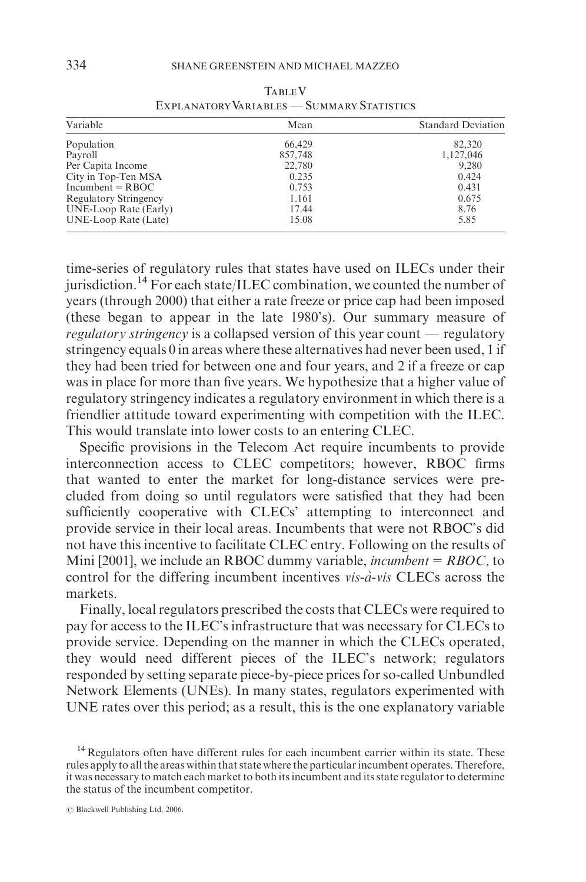Table V
Explanatory Variables — Summary Statistics

| Variable | Mean | Standard Deviation |
|---|---|---|
| Population | 66,429 | 82,320 |
| Payroll | 857,748 | 1,127,046 |
| Per Capita Income | 22,780 | 9,280 |
| City in Top-Ten MSA | 0.235 | 0.424 |
| Incumbent = RBOC | 0.753 | 0.431 |
| Regulatory Stringency | 1.161 | 0.675 |
| UNE-Loop Rate (Early) | 17.44 | 8.76 |
| UNE-Loop Rate (Late) | 15.08 | 5.85 |

time-series of regulatory rules that states have used on ILECs under their jurisdiction.[14] For each state/ILEC combination, we counted the number of years (through 2000) that either a rate freeze or price cap had been imposed (these began to appear in the late 1980's). Our summary measure of *regulatory stringency* is a collapsed version of this year count — regulatory stringency equals 0 in areas where these alternatives had never been used, 1 if they had been tried for between one and four years, and 2 if a freeze or cap was in place for more than five years. We hypothesize that a higher value of regulatory stringency indicates a regulatory environment in which there is a friendlier attitude toward experimenting with competition with the ILEC. This would translate into lower costs to an entering CLEC.

Specific provisions in the Telecom Act require incumbents to provide interconnection access to CLEC competitors; however, RBOC firms that wanted to enter the market for long-distance services were precluded from doing so until regulators were satisfied that they had been sufficiently cooperative with CLECs' attempting to interconnect and provide service in their local areas. Incumbents that were not RBOC's did not have this incentive to facilitate CLEC entry. Following on the results of Mini [2001], we include an RBOC dummy variable, *incumbent = RBOC,* to control for the differing incumbent incentives *vis-à-vis* CLECs across the markets.

Finally, local regulators prescribed the costs that CLECs were required to pay for access to the ILEC's infrastructure that was necessary for CLECs to provide service. Depending on the manner in which the CLECs operated, they would need different pieces of the ILEC's network; regulators responded by setting separate piece-by-piece prices for so-called Unbundled Network Elements (UNEs). In many states, regulators experimented with UNE rates over this period; as a result, this is the one explanatory variable

[14] Regulators often have different rules for each incumbent carrier within its state. These rules apply to all the areas within that state where the particular incumbent operates. Therefore, it was necessary to match each market to both its incumbent and its state regulator to determine the status of the incumbent competitor.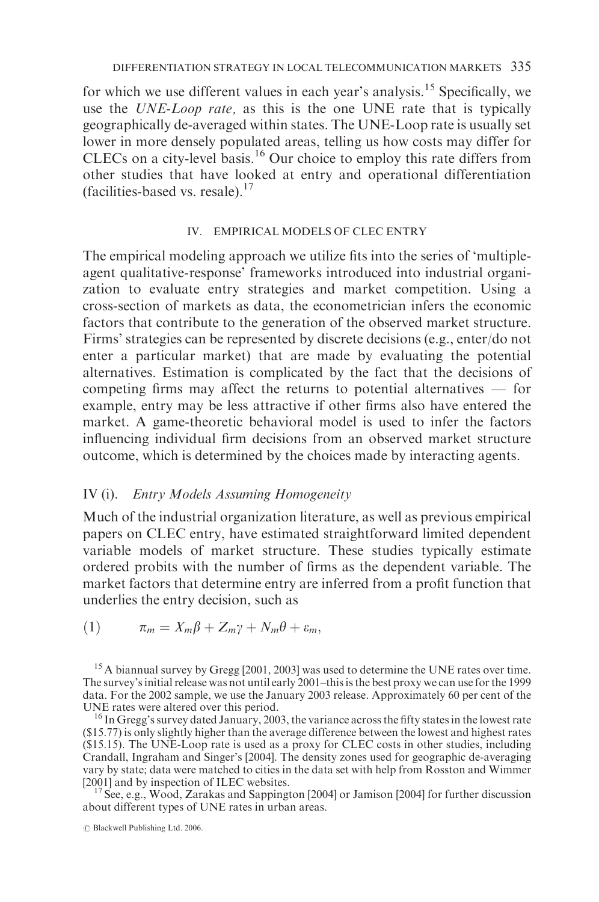for which we use different values in each year's analysis.[15] Specifically, we use the *UNE-Loop rate,* as this is the one UNE rate that is typically geographically de-averaged within states. The UNE-Loop rate is usually set lower in more densely populated areas, telling us how costs may differ for CLECs on a city-level basis.[16] Our choice to employ this rate differs from other studies that have looked at entry and operational differentiation (facilities-based vs. resale).[17]

## IV. EMPIRICAL MODELS OF CLEC ENTRY

The empirical modeling approach we utilize fits into the series of 'multiple-agent qualitative-response' frameworks introduced into industrial organization to evaluate entry strategies and market competition. Using a cross-section of markets as data, the econometrician infers the economic factors that contribute to the generation of the observed market structure. Firms' strategies can be represented by discrete decisions (e.g., enter/do not enter a particular market) that are made by evaluating the potential alternatives. Estimation is complicated by the fact that the decisions of competing firms may affect the returns to potential alternatives — for example, entry may be less attractive if other firms also have entered the market. A game-theoretic behavioral model is used to infer the factors influencing individual firm decisions from an observed market structure outcome, which is determined by the choices made by interacting agents.

### IV (i). *Entry Models Assuming Homogeneity*

Much of the industrial organization literature, as well as previous empirical papers on CLEC entry, have estimated straightforward limited dependent variable models of market structure. These studies typically estimate ordered probits with the number of firms as the dependent variable. The market factors that determine entry are inferred from a profit function that underlies the entry decision, such as

$$\pi_m = X_m\beta + Z_m\gamma + N_m\theta + \varepsilon_m, \tag{1}$$

[15] A biannual survey by Gregg [2001, 2003] was used to determine the UNE rates over time. The survey's initial release was not until early 2001–this is the best proxy we can use for the 1999 data. For the 2002 sample, we use the January 2003 release. Approximately 60 per cent of the UNE rates were altered over this period.

[16] In Gregg's survey dated January, 2003, the variance across the fifty states in the lowest rate ($15.77) is only slightly higher than the average difference between the lowest and highest rates ($15.15). The UNE-Loop rate is used as a proxy for CLEC costs in other studies, including Crandall, Ingraham and Singer's [2004]. The density zones used for geographic de-averaging vary by state; data were matched to cities in the data set with help from Rosston and Wimmer [2001] and by inspection of ILEC websites.

[17] See, e.g., Wood, Zarakas and Sappington [2004] or Jamison [2004] for further discussion about different types of UNE rates in urban areas.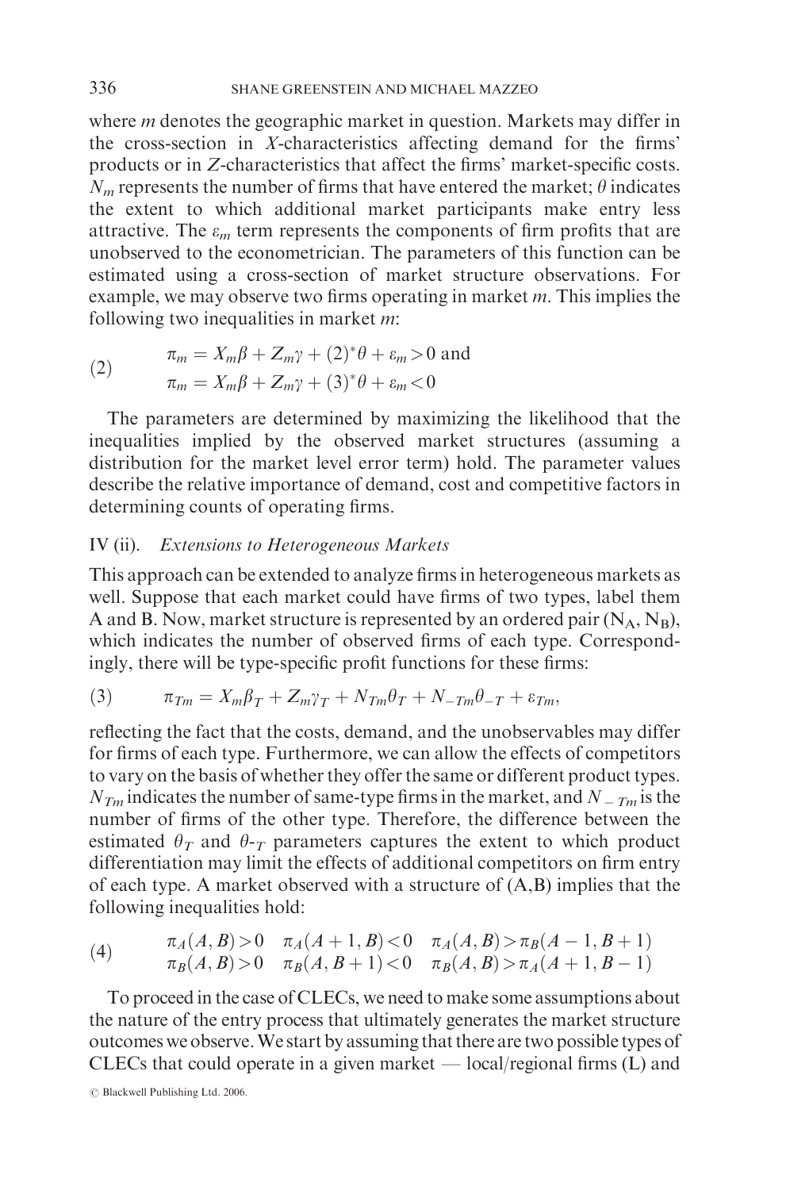where $m$ denotes the geographic market in question. Markets may differ in the cross-section in $X$-characteristics affecting demand for the firms' products or in $Z$-characteristics that affect the firms' market-specific costs. $N_m$ represents the number of firms that have entered the market; $\theta$ indicates the extent to which additional market participants make entry less attractive. The $\varepsilon_m$ term represents the components of firm profits that are unobserved to the econometrician. The parameters of this function can be estimated using a cross-section of market structure observations. For example, we may observe two firms operating in market $m$. This implies the following two inequalities in market $m$:

$$
\begin{aligned}
(2) \qquad & \pi_m = X_m\beta + Z_m\gamma + (2)^*\theta + \varepsilon_m > 0 \text{ and} \\
& \pi_m = X_m\beta + Z_m\gamma + (3)^*\theta + \varepsilon_m < 0
\end{aligned}
$$

The parameters are determined by maximizing the likelihood that the inequalities implied by the observed market structures (assuming a distribution for the market level error term) hold. The parameter values describe the relative importance of demand, cost and competitive factors in determining counts of operating firms.

## IV (ii). *Extensions to Heterogeneous Markets*

This approach can be extended to analyze firms in heterogeneous markets as well. Suppose that each market could have firms of two types, label them A and B. Now, market structure is represented by an ordered pair $(N_A, N_B)$, which indicates the number of observed firms of each type. Correspondingly, there will be type-specific profit functions for these firms:

$$
(3) \qquad \pi_{Tm} = X_m\beta_T + Z_m\gamma_T + N_{Tm}\theta_T + N_{-Tm}\theta_{-T} + \varepsilon_{Tm},
$$

reflecting the fact that the costs, demand, and the unobservables may differ for firms of each type. Furthermore, we can allow the effects of competitors to vary on the basis of whether they offer the same or different product types. $N_{Tm}$ indicates the number of same-type firms in the market, and $N_{-Tm}$ is the number of firms of the other type. Therefore, the difference between the estimated $\theta_T$ and $\theta_{-T}$ parameters captures the extent to which product differentiation may limit the effects of additional competitors on firm entry of each type. A market observed with a structure of (A,B) implies that the following inequalities hold:

$$
\begin{aligned}
(4) \qquad & \pi_A(A,B) > 0 \quad \pi_A(A+1,B) < 0 \quad \pi_A(A,B) > \pi_B(A-1,B+1) \\
& \pi_B(A,B) > 0 \quad \pi_B(A,B+1) < 0 \quad \pi_B(A,B) > \pi_A(A+1,B-1)
\end{aligned}
$$

To proceed in the case of CLECs, we need to make some assumptions about the nature of the entry process that ultimately generates the market structure outcomes we observe. We start by assuming that there are two possible types of CLECs that could operate in a given market — local/regional firms (L) and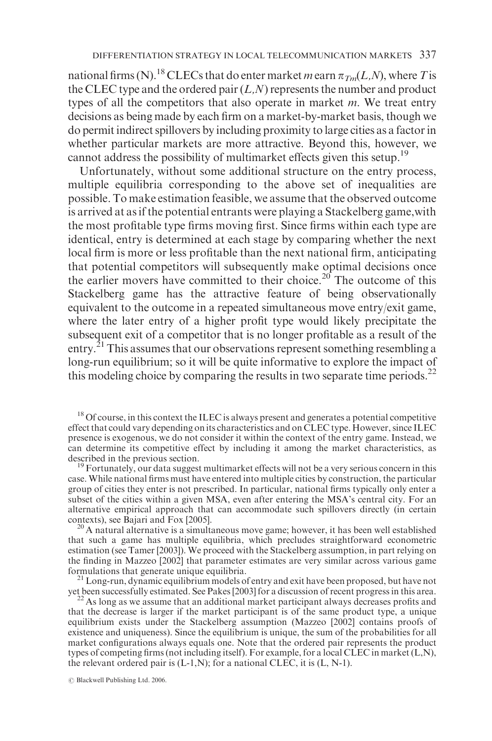national firms (N).[18] CLECs that do enter market $m$ earn $\pi_{Tm}(L,N)$, where $T$ is the CLEC type and the ordered pair $(L,N)$ represents the number and product types of all the competitors that also operate in market $m$. We treat entry decisions as being made by each firm on a market-by-market basis, though we do permit indirect spillovers by including proximity to large cities as a factor in whether particular markets are more attractive. Beyond this, however, we cannot address the possibility of multimarket effects given this setup.[19]

Unfortunately, without some additional structure on the entry process, multiple equilibria corresponding to the above set of inequalities are possible. To make estimation feasible, we assume that the observed outcome is arrived at as if the potential entrants were playing a Stackelberg game, with the most profitable type firms moving first. Since firms within each type are identical, entry is determined at each stage by comparing whether the next local firm is more or less profitable than the next national firm, anticipating that potential competitors will subsequently make optimal decisions once the earlier movers have committed to their choice.[20] The outcome of this Stackelberg game has the attractive feature of being observationally equivalent to the outcome in a repeated simultaneous move entry/exit game, where the later entry of a higher profit type would likely precipitate the subsequent exit of a competitor that is no longer profitable as a result of the entry.[21] This assumes that our observations represent something resembling a long-run equilibrium; so it will be quite informative to explore the impact of this modeling choice by comparing the results in two separate time periods.[22]

[18] Of course, in this context the ILEC is always present and generates a potential competitive effect that could vary depending on its characteristics and on CLEC type. However, since ILEC presence is exogenous, we do not consider it within the context of the entry game. Instead, we can determine its competitive effect by including it among the market characteristics, as described in the previous section.

[19] Fortunately, our data suggest multimarket effects will not be a very serious concern in this case. While national firms must have entered into multiple cities by construction, the particular group of cities they enter is not prescribed. In particular, national firms typically only enter a subset of the cities within a given MSA, even after entering the MSA's central city. For an alternative empirical approach that can accommodate such spillovers directly (in certain contexts), see Bajari and Fox [2005].

[20] A natural alternative is a simultaneous move game; however, it has been well established that such a game has multiple equilibria, which precludes straightforward econometric estimation (see Tamer [2003]). We proceed with the Stackelberg assumption, in part relying on the finding in Mazzeo [2002] that parameter estimates are very similar across various game formulations that generate unique equilibria.

[21] Long-run, dynamic equilibrium models of entry and exit have been proposed, but have not yet been successfully estimated. See Pakes [2003] for a discussion of recent progress in this area.

[22] As long as we assume that an additional market participant always decreases profits and that the decrease is larger if the market participant is of the same product type, a unique equilibrium exists under the Stackelberg assumption (Mazzeo [2002] contains proofs of existence and uniqueness). Since the equilibrium is unique, the sum of the probabilities for all market configurations always equals one. Note that the ordered pair represents the product types of competing firms (not including itself). For example, for a local CLEC in market (L,N), the relevant ordered pair is (L-1,N); for a national CLEC, it is (L, N-1).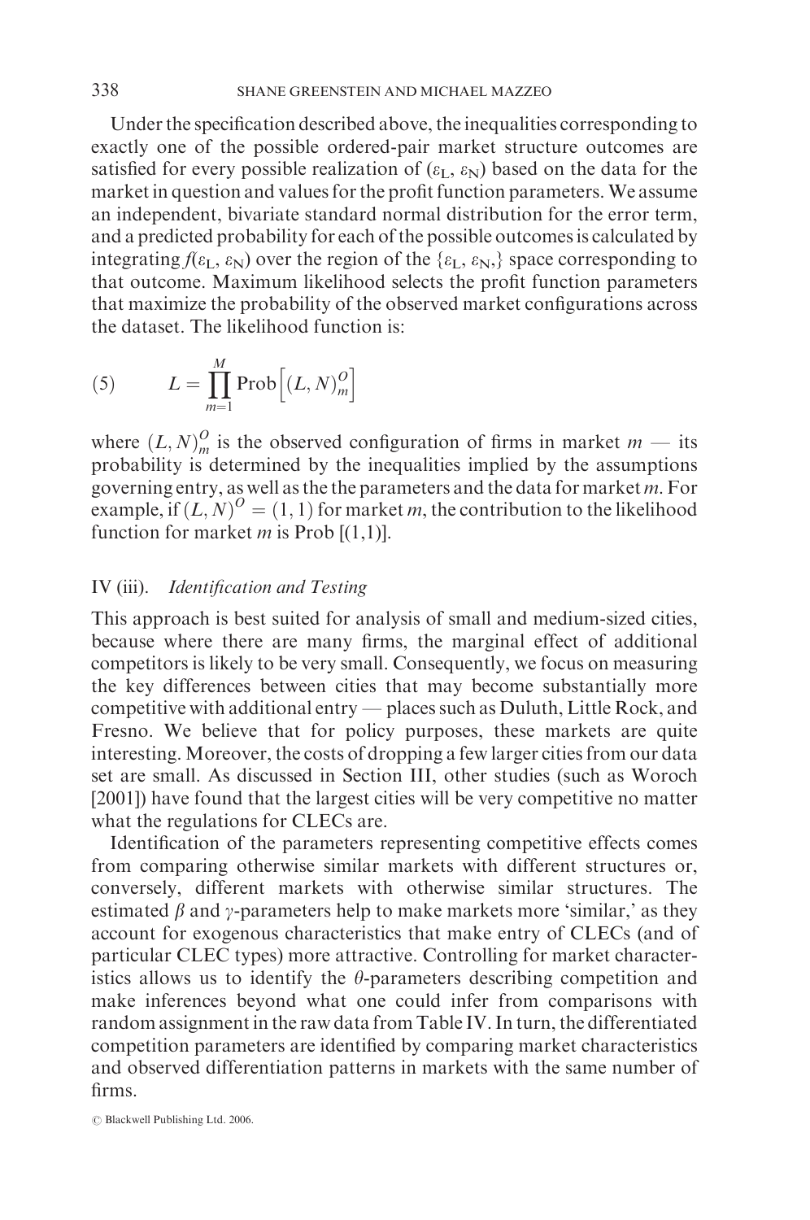Under the specification described above, the inequalities corresponding to exactly one of the possible ordered-pair market structure outcomes are satisfied for every possible realization of ($\varepsilon_L$, $\varepsilon_N$) based on the data for the market in question and values for the profit function parameters. We assume an independent, bivariate standard normal distribution for the error term, and a predicted probability for each of the possible outcomes is calculated by integrating $f(\varepsilon_L, \varepsilon_N)$ over the region of the $\{\varepsilon_L, \varepsilon_N,\}$ space corresponding to that outcome. Maximum likelihood selects the profit function parameters that maximize the probability of the observed market configurations across the dataset. The likelihood function is:

$$(5) \qquad L = \prod_{m=1}^{M} \text{Prob}\Big[(L,N)_m^O\Big]$$

where $(L,N)_m^O$ is the observed configuration of firms in market $m$ — its probability is determined by the inequalities implied by the assumptions governing entry, as well as the the parameters and the data for market $m$. For example, if $(L,N)^O = (1,1)$ for market $m$, the contribution to the likelihood function for market $m$ is Prob [(1,1)].

### IV (iii). *Identification and Testing*

This approach is best suited for analysis of small and medium-sized cities, because where there are many firms, the marginal effect of additional competitors is likely to be very small. Consequently, we focus on measuring the key differences between cities that may become substantially more competitive with additional entry — places such as Duluth, Little Rock, and Fresno. We believe that for policy purposes, these markets are quite interesting. Moreover, the costs of dropping a few larger cities from our data set are small. As discussed in Section III, other studies (such as Woroch [2001]) have found that the largest cities will be very competitive no matter what the regulations for CLECs are.

Identification of the parameters representing competitive effects comes from comparing otherwise similar markets with different structures or, conversely, different markets with otherwise similar structures. The estimated $\beta$ and $\gamma$-parameters help to make markets more 'similar,' as they account for exogenous characteristics that make entry of CLECs (and of particular CLEC types) more attractive. Controlling for market characteristics allows us to identify the $\theta$-parameters describing competition and make inferences beyond what one could infer from comparisons with random assignment in the raw data from Table IV. In turn, the differentiated competition parameters are identified by comparing market characteristics and observed differentiation patterns in markets with the same number of firms.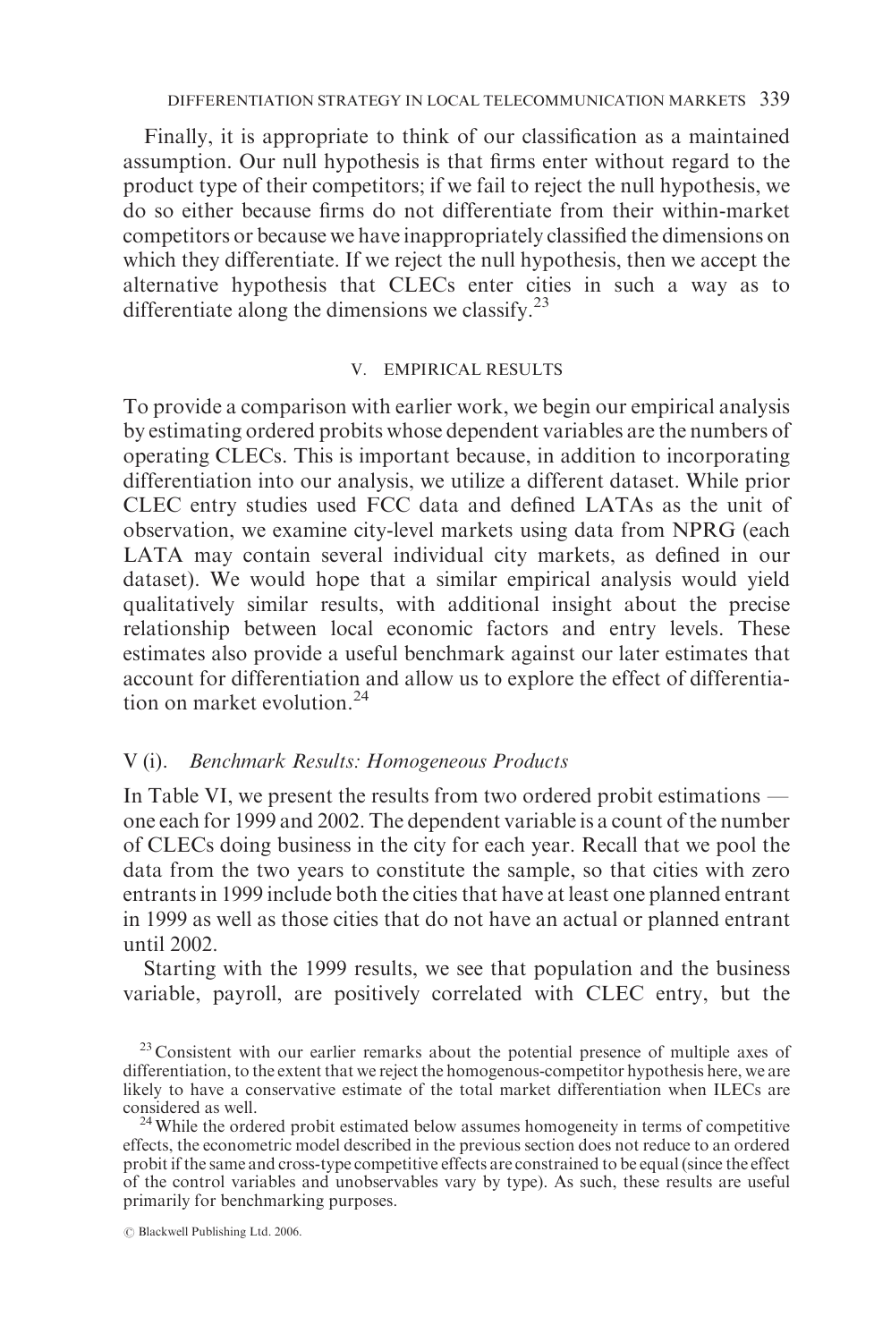Finally, it is appropriate to think of our classification as a maintained assumption. Our null hypothesis is that firms enter without regard to the product type of their competitors; if we fail to reject the null hypothesis, we do so either because firms do not differentiate from their within-market competitors or because we have inappropriately classified the dimensions on which they differentiate. If we reject the null hypothesis, then we accept the alternative hypothesis that CLECs enter cities in such a way as to differentiate along the dimensions we classify.[23]

## V. EMPIRICAL RESULTS

To provide a comparison with earlier work, we begin our empirical analysis by estimating ordered probits whose dependent variables are the numbers of operating CLECs. This is important because, in addition to incorporating differentiation into our analysis, we utilize a different dataset. While prior CLEC entry studies used FCC data and defined LATAs as the unit of observation, we examine city-level markets using data from NPRG (each LATA may contain several individual city markets, as defined in our dataset). We would hope that a similar empirical analysis would yield qualitatively similar results, with additional insight about the precise relationship between local economic factors and entry levels. These estimates also provide a useful benchmark against our later estimates that account for differentiation and allow us to explore the effect of differentiation on market evolution.[24]

### V (i). *Benchmark Results: Homogeneous Products*

In Table VI, we present the results from two ordered probit estimations — one each for 1999 and 2002. The dependent variable is a count of the number of CLECs doing business in the city for each year. Recall that we pool the data from the two years to constitute the sample, so that cities with zero entrants in 1999 include both the cities that have at least one planned entrant in 1999 as well as those cities that do not have an actual or planned entrant until 2002.

Starting with the 1999 results, we see that population and the business variable, payroll, are positively correlated with CLEC entry, but the

[23] Consistent with our earlier remarks about the potential presence of multiple axes of differentiation, to the extent that we reject the homogenous-competitor hypothesis here, we are likely to have a conservative estimate of the total market differentiation when ILECs are considered as well.

[24] While the ordered probit estimated below assumes homogeneity in terms of competitive effects, the econometric model described in the previous section does not reduce to an ordered probit if the same and cross-type competitive effects are constrained to be equal (since the effect of the control variables and unobservables vary by type). As such, these results are useful primarily for benchmarking purposes.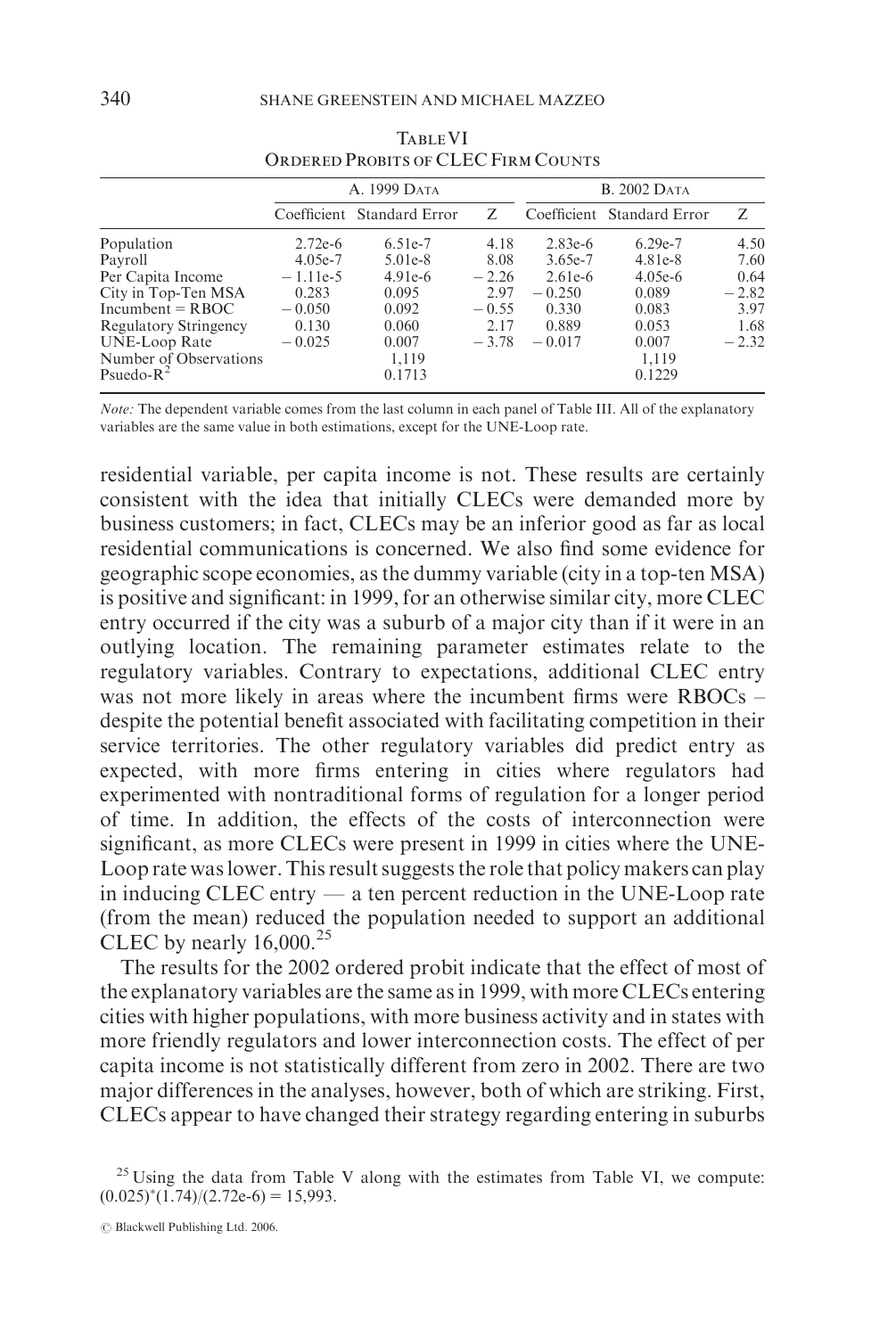TABLE VI
ORDERED PROBITS OF CLEC FIRM COUNTS

| | A. 1999 DATA | | | B. 2002 DATA | | |
|---|---|---|---|---|---|---|
| | Coefficient | Standard Error | Z | Coefficient | Standard Error | Z |
| Population | 2.72e-6 | 6.51e-7 | 4.18 | 2.83e-6 | 6.29e-7 | 4.50 |
| Payroll | 4.05e-7 | 5.01e-8 | 8.08 | 3.65e-7 | 4.81e-8 | 7.60 |
| Per Capita Income | − 1.11e-5 | 4.91e-6 | − 2.26 | 2.61e-6 | 4.05e-6 | 0.64 |
| City in Top-Ten MSA | 0.283 | 0.095 | 2.97 | − 0.250 | 0.089 | − 2.82 |
| Incumbent = RBOC | − 0.050 | 0.092 | − 0.55 | 0.330 | 0.083 | 3.97 |
| Regulatory Stringency | 0.130 | 0.060 | 2.17 | 0.889 | 0.053 | 1.68 |
| UNE-Loop Rate | − 0.025 | 0.007 | − 3.78 | − 0.017 | 0.007 | − 2.32 |
| Number of Observations | | 1,119 | | | 1,119 | |
| Psuedo-$R^2$ | | 0.1713 | | | 0.1229 | |

*Note:* The dependent variable comes from the last column in each panel of Table III. All of the explanatory variables are the same value in both estimations, except for the UNE-Loop rate.

residential variable, per capita income is not. These results are certainly consistent with the idea that initially CLECs were demanded more by business customers; in fact, CLECs may be an inferior good as far as local residential communications is concerned. We also find some evidence for geographic scope economies, as the dummy variable (city in a top-ten MSA) is positive and significant: in 1999, for an otherwise similar city, more CLEC entry occurred if the city was a suburb of a major city than if it were in an outlying location. The remaining parameter estimates relate to the regulatory variables. Contrary to expectations, additional CLEC entry was not more likely in areas where the incumbent firms were RBOCs – despite the potential benefit associated with facilitating competition in their service territories. The other regulatory variables did predict entry as expected, with more firms entering in cities where regulators had experimented with nontraditional forms of regulation for a longer period of time. In addition, the effects of the costs of interconnection were significant, as more CLECs were present in 1999 in cities where the UNE-Loop rate was lower. This result suggests the role that policy makers can play in inducing CLEC entry — a ten percent reduction in the UNE-Loop rate (from the mean) reduced the population needed to support an additional CLEC by nearly 16,000.[25]

The results for the 2002 ordered probit indicate that the effect of most of the explanatory variables are the same as in 1999, with more CLECs entering cities with higher populations, with more business activity and in states with more friendly regulators and lower interconnection costs. The effect of per capita income is not statistically different from zero in 2002. There are two major differences in the analyses, however, both of which are striking. First, CLECs appear to have changed their strategy regarding entering in suburbs

[25] Using the data from Table V along with the estimates from Table VI, we compute: $(0.025)^*(1.74)/(2.72\text{e-}6) = 15{,}993$.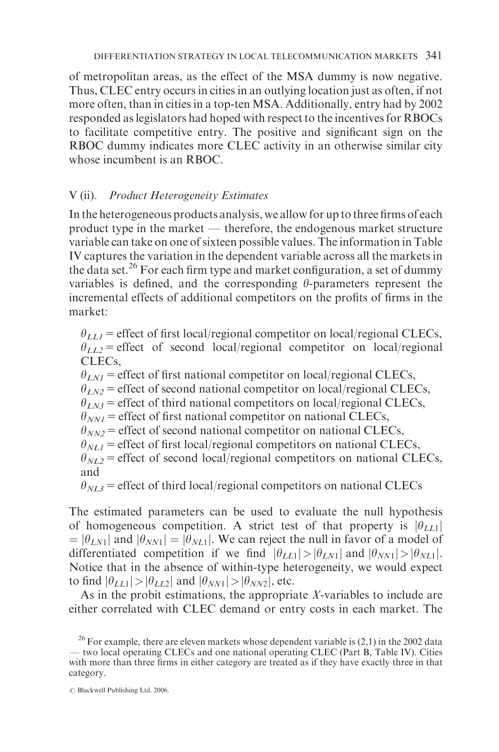of metropolitan areas, as the effect of the MSA dummy is now negative. Thus, CLEC entry occurs in cities in an outlying location just as often, if not more often, than in cities in a top-ten MSA. Additionally, entry had by 2002 responded as legislators had hoped with respect to the incentives for RBOCs to facilitate competitive entry. The positive and significant sign on the RBOC dummy indicates more CLEC activity in an otherwise similar city whose incumbent is an RBOC.

### V (ii). *Product Heterogeneity Estimates*

In the heterogeneous products analysis, we allow for up to three firms of each product type in the market — therefore, the endogenous market structure variable can take on one of sixteen possible values. The information in Table IV captures the variation in the dependent variable across all the markets in the data set.[26] For each firm type and market configuration, a set of dummy variables is defined, and the corresponding $\theta$-parameters represent the incremental effects of additional competitors on the profits of firms in the market:

$\theta_{LL1}$ = effect of first local/regional competitor on local/regional CLECs,
$\theta_{LL2}$ = effect of second local/regional competitor on local/regional CLECs,
$\theta_{LN1}$ = effect of first national competitor on local/regional CLECs,
$\theta_{LN2}$ = effect of second national competitor on local/regional CLECs,
$\theta_{LN3}$ = effect of third national competitors on local/regional CLECs,
$\theta_{NN1}$ = effect of first national competitor on national CLECs,
$\theta_{NN2}$ = effect of second national competitor on national CLECs,
$\theta_{NL1}$ = effect of first local/regional competitors on national CLECs,
$\theta_{NL2}$ = effect of second local/regional competitors on national CLECs, and
$\theta_{NL3}$ = effect of third local/regional competitors on national CLECs

The estimated parameters can be used to evaluate the null hypothesis of homogeneous competition. A strict test of that property is $|\theta_{LL1}| = |\theta_{LN1}|$ and $|\theta_{NN1}| = |\theta_{NL1}|$. We can reject the null in favor of a model of differentiated competition if we find $|\theta_{LL1}| > |\theta_{LN1}|$ and $|\theta_{NN1}| > |\theta_{NL1}|$. Notice that in the absence of within-type heterogeneity, we would expect to find $|\theta_{LL1}| > |\theta_{LL2}|$ and $|\theta_{NN1}| > |\theta_{NN2}|$, etc.

As in the probit estimations, the appropriate *X*-variables to include are either correlated with CLEC demand or entry costs in each market. The

[26] For example, there are eleven markets whose dependent variable is (2,1) in the 2002 data — two local operating CLECs and one national operating CLEC (Part B, Table IV). Cities with more than three firms in either category are treated as if they have exactly three in that category.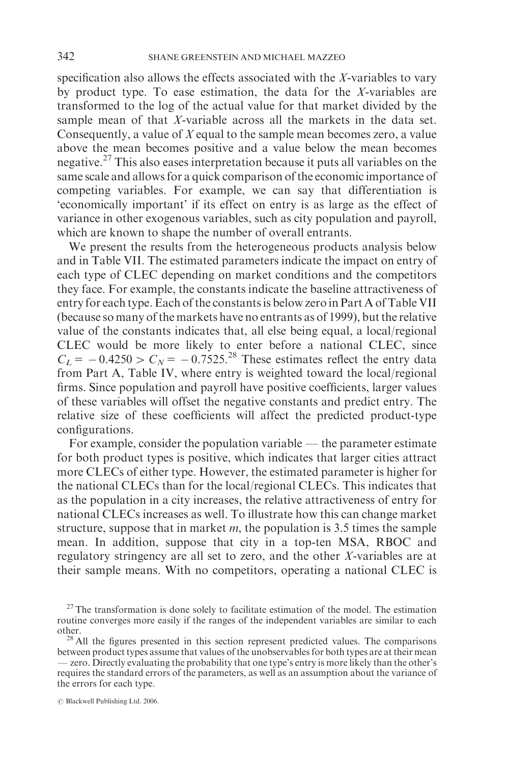specification also allows the effects associated with the $X$-variables to vary by product type. To ease estimation, the data for the $X$-variables are transformed to the log of the actual value for that market divided by the sample mean of that $X$-variable across all the markets in the data set. Consequently, a value of $X$ equal to the sample mean becomes zero, a value above the mean becomes positive and a value below the mean becomes negative.[27] This also eases interpretation because it puts all variables on the same scale and allows for a quick comparison of the economic importance of competing variables. For example, we can say that differentiation is 'economically important' if its effect on entry is as large as the effect of variance in other exogenous variables, such as city population and payroll, which are known to shape the number of overall entrants.

We present the results from the heterogeneous products analysis below and in Table VII. The estimated parameters indicate the impact on entry of each type of CLEC depending on market conditions and the competitors they face. For example, the constants indicate the baseline attractiveness of entry for each type. Each of the constants is below zero in Part A of Table VII (because so many of the markets have no entrants as of 1999), but the relative value of the constants indicates that, all else being equal, a local/regional CLEC would be more likely to enter before a national CLEC, since $C_L = -0.4250 > C_N = -0.7525$.[28] These estimates reflect the entry data from Part A, Table IV, where entry is weighted toward the local/regional firms. Since population and payroll have positive coefficients, larger values of these variables will offset the negative constants and predict entry. The relative size of these coefficients will affect the predicted product-type configurations.

For example, consider the population variable — the parameter estimate for both product types is positive, which indicates that larger cities attract more CLECs of either type. However, the estimated parameter is higher for the national CLECs than for the local/regional CLECs. This indicates that as the population in a city increases, the relative attractiveness of entry for national CLECs increases as well. To illustrate how this can change market structure, suppose that in market $m$, the population is 3.5 times the sample mean. In addition, suppose that city in a top-ten MSA, RBOC and regulatory stringency are all set to zero, and the other $X$-variables are at their sample means. With no competitors, operating a national CLEC is

[27] The transformation is done solely to facilitate estimation of the model. The estimation routine converges more easily if the ranges of the independent variables are similar to each other.

[28] All the figures presented in this section represent predicted values. The comparisons between product types assume that values of the unobservables for both types are at their mean — zero. Directly evaluating the probability that one type's entry is more likely than the other's requires the standard errors of the parameters, as well as an assumption about the variance of the errors for each type.

© Blackwell Publishing Ltd. 2006.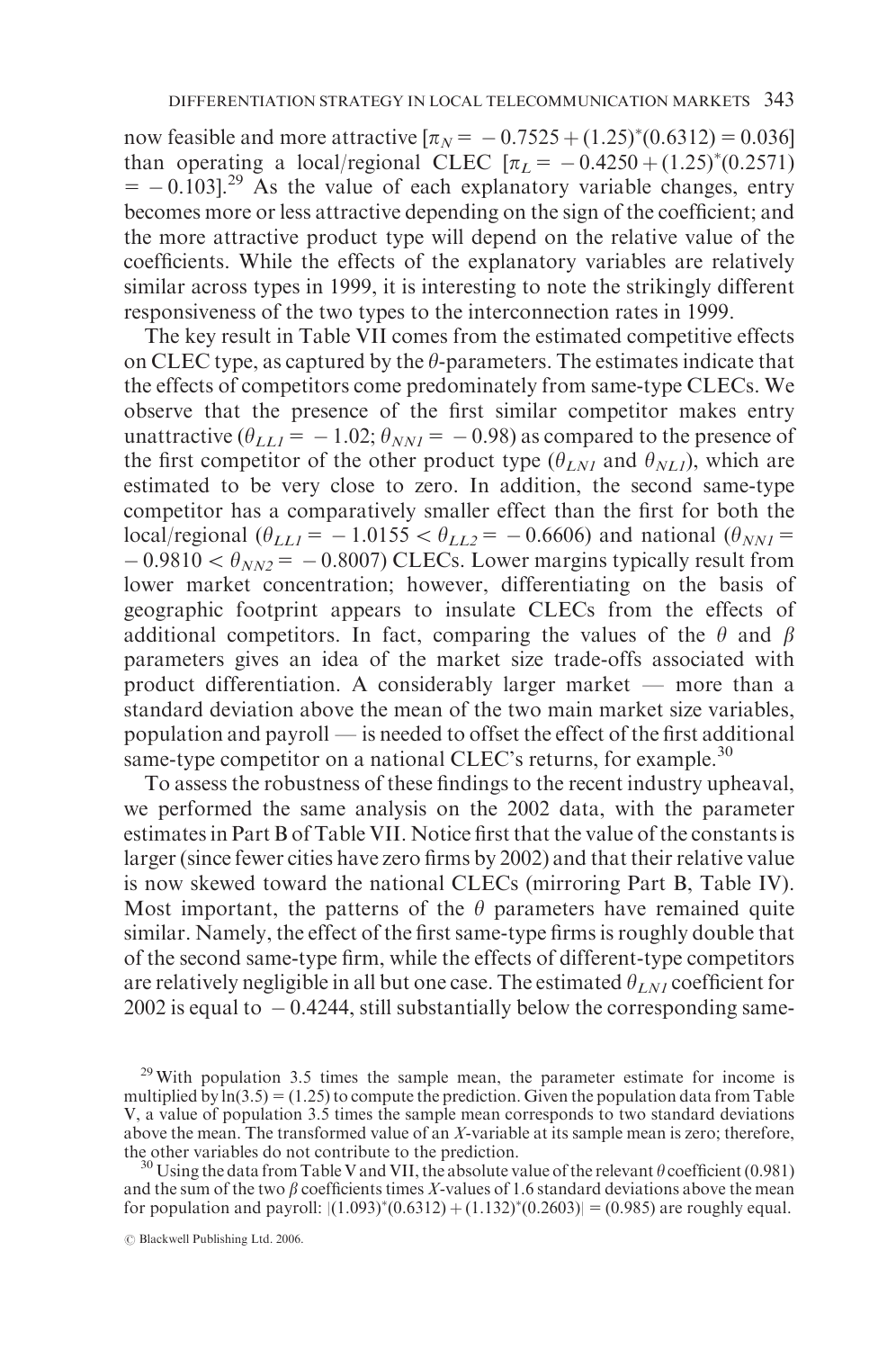now feasible and more attractive [$\pi_N = -0.7525 + (1.25)^*(0.6312) = 0.036$] than operating a local/regional CLEC [$\pi_L = -0.4250 + (1.25)^*(0.2571) = -0.103$].[29] As the value of each explanatory variable changes, entry becomes more or less attractive depending on the sign of the coefficient; and the more attractive product type will depend on the relative value of the coefficients. While the effects of the explanatory variables are relatively similar across types in 1999, it is interesting to note the strikingly different responsiveness of the two types to the interconnection rates in 1999.

The key result in Table VII comes from the estimated competitive effects on CLEC type, as captured by the $\theta$-parameters. The estimates indicate that the effects of competitors come predominately from same-type CLECs. We observe that the presence of the first similar competitor makes entry unattractive ($\theta_{LL1} = -1.02$; $\theta_{NN1} = -0.98$) as compared to the presence of the first competitor of the other product type ($\theta_{LN1}$ and $\theta_{NL1}$), which are estimated to be very close to zero. In addition, the second same-type competitor has a comparatively smaller effect than the first for both the local/regional ($\theta_{LL1} = -1.0155 < \theta_{LL2} = -0.6606$) and national ($\theta_{NN1} = -0.9810 < \theta_{NN2} = -0.8007$) CLECs. Lower margins typically result from lower market concentration; however, differentiating on the basis of geographic footprint appears to insulate CLECs from the effects of additional competitors. In fact, comparing the values of the $\theta$ and $\beta$ parameters gives an idea of the market size trade-offs associated with product differentiation. A considerably larger market — more than a standard deviation above the mean of the two main market size variables, population and payroll — is needed to offset the effect of the first additional same-type competitor on a national CLEC's returns, for example.[30]

To assess the robustness of these findings to the recent industry upheaval, we performed the same analysis on the 2002 data, with the parameter estimates in Part B of Table VII. Notice first that the value of the constants is larger (since fewer cities have zero firms by 2002) and that their relative value is now skewed toward the national CLECs (mirroring Part B, Table IV). Most important, the patterns of the $\theta$ parameters have remained quite similar. Namely, the effect of the first same-type firms is roughly double that of the second same-type firm, while the effects of different-type competitors are relatively negligible in all but one case. The estimated $\theta_{LN1}$ coefficient for 2002 is equal to $-0.4244$, still substantially below the corresponding same-

[29] With population 3.5 times the sample mean, the parameter estimate for income is multiplied by $\ln(3.5) = (1.25)$ to compute the prediction. Given the population data from Table V, a value of population 3.5 times the sample mean corresponds to two standard deviations above the mean. The transformed value of an $X$-variable at its sample mean is zero; therefore, the other variables do not contribute to the prediction.

[30] Using the data from Table V and VII, the absolute value of the relevant $\theta$ coefficient (0.981) and the sum of the two $\beta$ coefficients times $X$-values of 1.6 standard deviations above the mean for population and payroll: $|(1.093)^*(0.6312) + (1.132)^*(0.2603)| = (0.985)$ are roughly equal.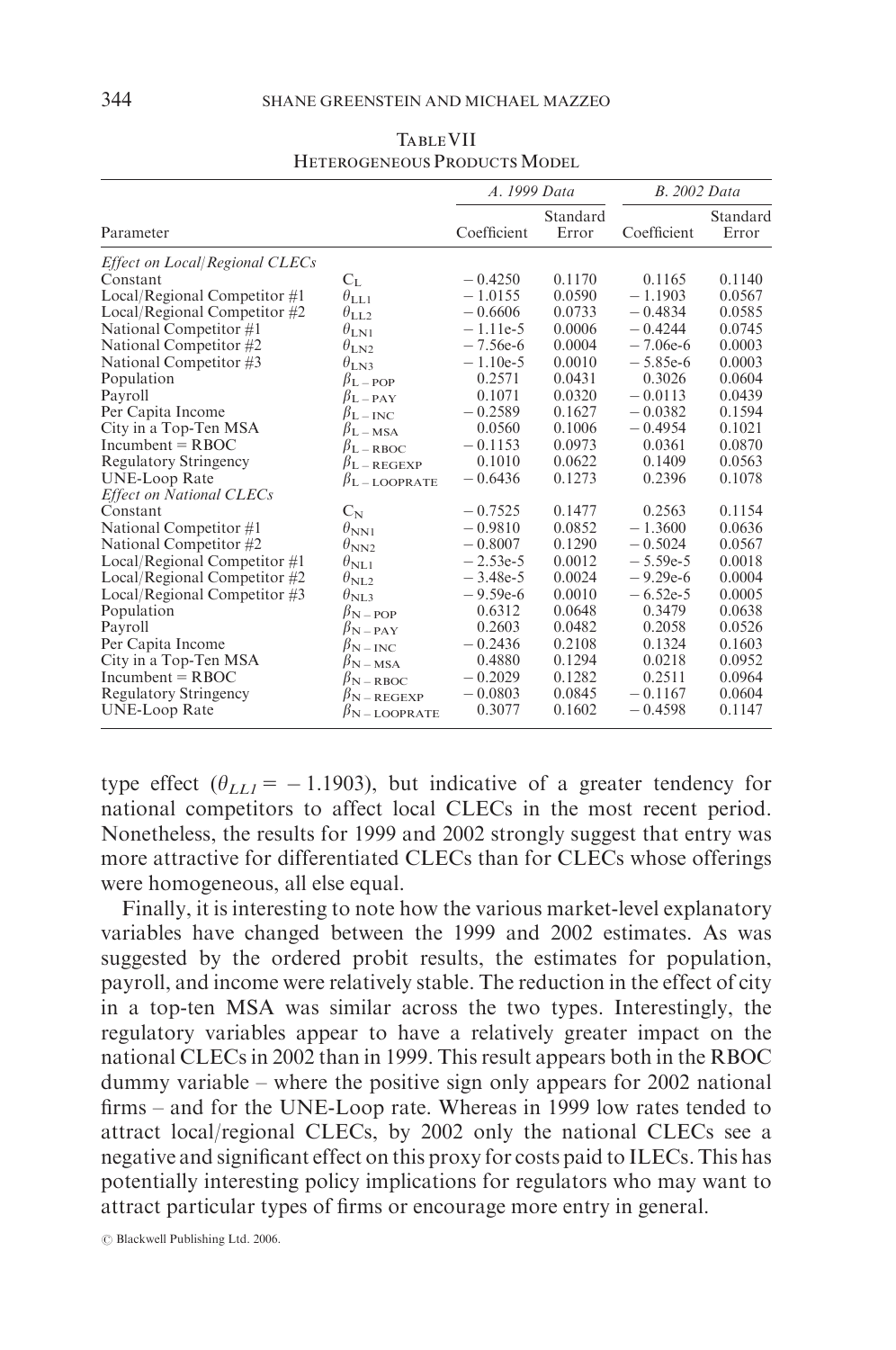TABLE VII
HETEROGENEOUS PRODUCTS MODEL

| Parameter | | A. 1999 Data | | B. 2002 Data | |
|---|---|---|---|---|---|
| | | Coefficient | Standard Error | Coefficient | Standard Error |
| *Effect on Local/Regional CLECs* | | | | | |
| Constant | $C_L$ | −0.4250 | 0.1170 | 0.1165 | 0.1140 |
| Local/Regional Competitor #1 | $\theta_{LL1}$ | −1.0155 | 0.0590 | −1.1903 | 0.0567 |
| Local/Regional Competitor #2 | $\theta_{LL2}$ | −0.6606 | 0.0733 | −0.4834 | 0.0585 |
| National Competitor #1 | $\theta_{LN1}$ | −1.11e-5 | 0.0006 | −0.4244 | 0.0745 |
| National Competitor #2 | $\theta_{LN2}$ | −7.56e-6 | 0.0004 | −7.06e-6 | 0.0003 |
| National Competitor #3 | $\theta_{LN3}$ | −1.10e-5 | 0.0010 | −5.85e-6 | 0.0003 |
| Population | $\beta_{L-POP}$ | 0.2571 | 0.0431 | 0.3026 | 0.0604 |
| Payroll | $\beta_{L-PAY}$ | 0.1071 | 0.0320 | −0.0113 | 0.0439 |
| Per Capita Income | $\beta_{L-INC}$ | −0.2589 | 0.1627 | −0.0382 | 0.1594 |
| City in a Top-Ten MSA | $\beta_{L-MSA}$ | 0.0560 | 0.1006 | −0.4954 | 0.1021 |
| Incumbent = RBOC | $\beta_{L-RBOC}$ | −0.1153 | 0.0973 | 0.0361 | 0.0870 |
| Regulatory Stringency | $\beta_{L-REGEXP}$ | 0.1010 | 0.0622 | 0.1409 | 0.0563 |
| UNE-Loop Rate | $\beta_{L-LOOPRATE}$ | −0.6436 | 0.1273 | 0.2396 | 0.1078 |
| *Effect on National CLECs* | | | | | |
| Constant | $C_N$ | −0.7525 | 0.1477 | 0.2563 | 0.1154 |
| National Competitor #1 | $\theta_{NN1}$ | −0.9810 | 0.0852 | −1.3600 | 0.0636 |
| National Competitor #2 | $\theta_{NN2}$ | −0.8007 | 0.1290 | −0.5024 | 0.0567 |
| Local/Regional Competitor #1 | $\theta_{NL1}$ | −2.53e-5 | 0.0012 | −5.59e-5 | 0.0018 |
| Local/Regional Competitor #2 | $\theta_{NL2}$ | −3.48e-5 | 0.0024 | −9.29e-6 | 0.0004 |
| Local/Regional Competitor #3 | $\theta_{NL3}$ | −9.59e-6 | 0.0010 | −6.52e-5 | 0.0005 |
| Population | $\beta_{N-POP}$ | 0.6312 | 0.0648 | 0.3479 | 0.0638 |
| Payroll | $\beta_{N-PAY}$ | 0.2603 | 0.0482 | 0.2058 | 0.0526 |
| Per Capita Income | $\beta_{N-INC}$ | −0.2436 | 0.2108 | 0.1324 | 0.1603 |
| City in a Top-Ten MSA | $\beta_{N-MSA}$ | 0.4880 | 0.1294 | 0.0218 | 0.0952 |
| Incumbent = RBOC | $\beta_{N-RBOC}$ | −0.2029 | 0.1282 | 0.2511 | 0.0964 |
| Regulatory Stringency | $\beta_{N-REGEXP}$ | −0.0803 | 0.0845 | −0.1167 | 0.0604 |
| UNE-Loop Rate | $\beta_{N-LOOPRATE}$ | 0.3077 | 0.1602 | −0.4598 | 0.1147 |

type effect ($\theta_{LL1} = -1.1903$), but indicative of a greater tendency for national competitors to affect local CLECs in the most recent period. Nonetheless, the results for 1999 and 2002 strongly suggest that entry was more attractive for differentiated CLECs than for CLECs whose offerings were homogeneous, all else equal.

Finally, it is interesting to note how the various market-level explanatory variables have changed between the 1999 and 2002 estimates. As was suggested by the ordered probit results, the estimates for population, payroll, and income were relatively stable. The reduction in the effect of city in a top-ten MSA was similar across the two types. Interestingly, the regulatory variables appear to have a relatively greater impact on the national CLECs in 2002 than in 1999. This result appears both in the RBOC dummy variable – where the positive sign only appears for 2002 national firms – and for the UNE-Loop rate. Whereas in 1999 low rates tended to attract local/regional CLECs, by 2002 only the national CLECs see a negative and significant effect on this proxy for costs paid to ILECs. This has potentially interesting policy implications for regulators who may want to attract particular types of firms or encourage more entry in general.

© Blackwell Publishing Ltd. 2006.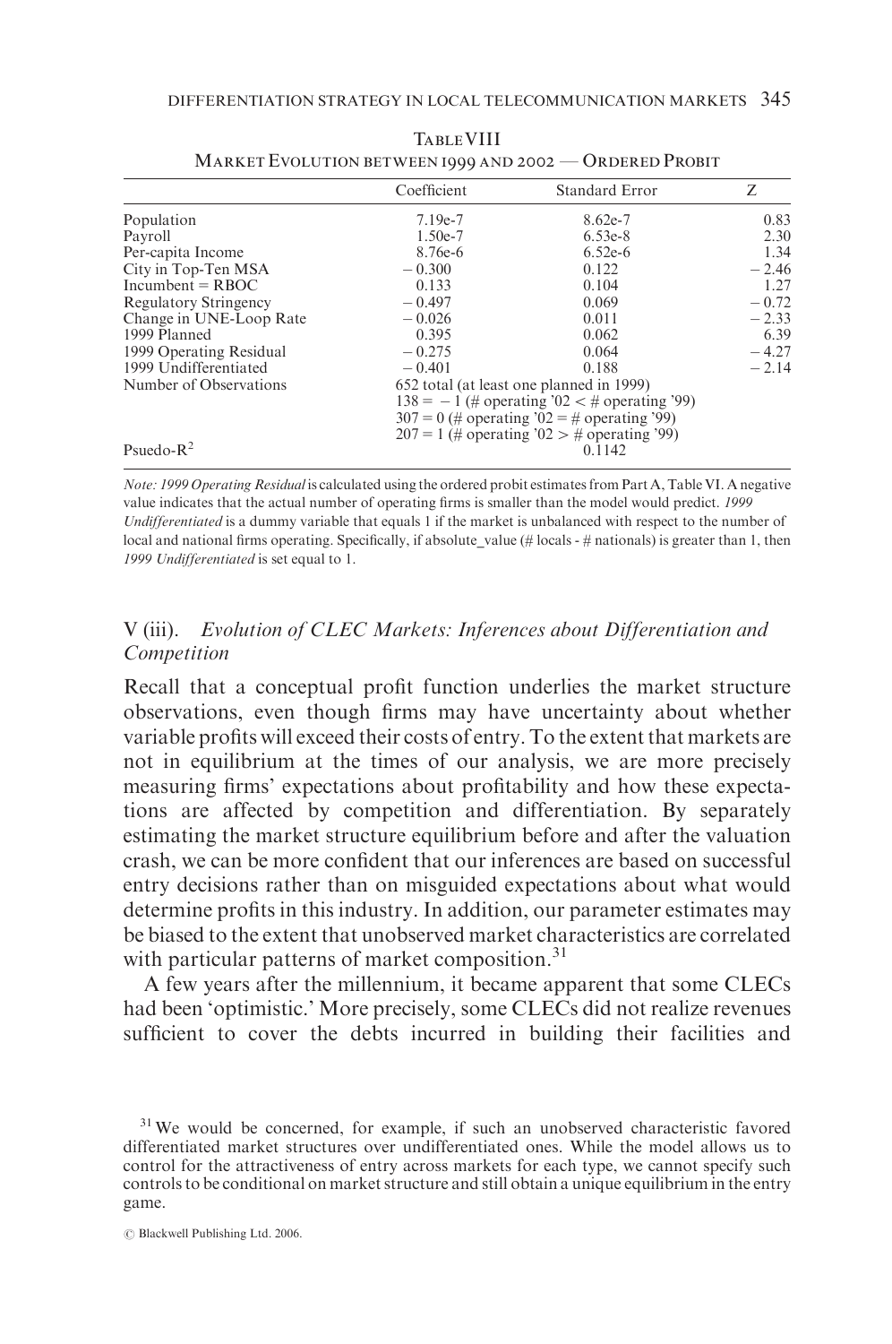Table VIII
Market Evolution between 1999 and 2002 — Ordered Probit

| | Coefficient | Standard Error | Z |
|---|---|---|---|
| Population | 7.19e-7 | 8.62e-7 | 0.83 |
| Payroll | 1.50e-7 | 6.53e-8 | 2.30 |
| Per-capita Income | 8.76e-6 | 6.52e-6 | 1.34 |
| City in Top-Ten MSA | − 0.300 | 0.122 | − 2.46 |
| Incumbent = RBOC | 0.133 | 0.104 | 1.27 |
| Regulatory Stringency | − 0.497 | 0.069 | − 0.72 |
| Change in UNE-Loop Rate | − 0.026 | 0.011 | − 2.33 |
| 1999 Planned | 0.395 | 0.062 | 6.39 |
| 1999 Operating Residual | − 0.275 | 0.064 | − 4.27 |
| 1999 Undifferentiated | − 0.401 | 0.188 | − 2.14 |
| Number of Observations | 652 total (at least one planned in 1999) | | |
| | 138 = − 1 (# operating '02 < # operating '99) | | |
| | 307 = 0 (# operating '02 = # operating '99) | | |
| | 207 = 1 (# operating '02 > # operating '99) | | |
| Psuedo-$R^2$ | 0.1142 | | |

*Note: 1999 Operating Residual* is calculated using the ordered probit estimates from Part A, Table VI. A negative value indicates that the actual number of operating firms is smaller than the model would predict. *1999 Undifferentiated* is a dummy variable that equals 1 if the market is unbalanced with respect to the number of local and national firms operating. Specifically, if absolute_value (# locals - # nationals) is greater than 1, then *1999 Undifferentiated* is set equal to 1.

## V (iii). *Evolution of CLEC Markets: Inferences about Differentiation and Competition*

Recall that a conceptual profit function underlies the market structure observations, even though firms may have uncertainty about whether variable profits will exceed their costs of entry. To the extent that markets are not in equilibrium at the times of our analysis, we are more precisely measuring firms' expectations about profitability and how these expectations are affected by competition and differentiation. By separately estimating the market structure equilibrium before and after the valuation crash, we can be more confident that our inferences are based on successful entry decisions rather than on misguided expectations about what would determine profits in this industry. In addition, our parameter estimates may be biased to the extent that unobserved market characteristics are correlated with particular patterns of market composition.[31]

A few years after the millennium, it became apparent that some CLECs had been 'optimistic.' More precisely, some CLECs did not realize revenues sufficient to cover the debts incurred in building their facilities and

[31] We would be concerned, for example, if such an unobserved characteristic favored differentiated market structures over undifferentiated ones. While the model allows us to control for the attractiveness of entry across markets for each type, we cannot specify such controls to be conditional on market structure and still obtain a unique equilibrium in the entry game.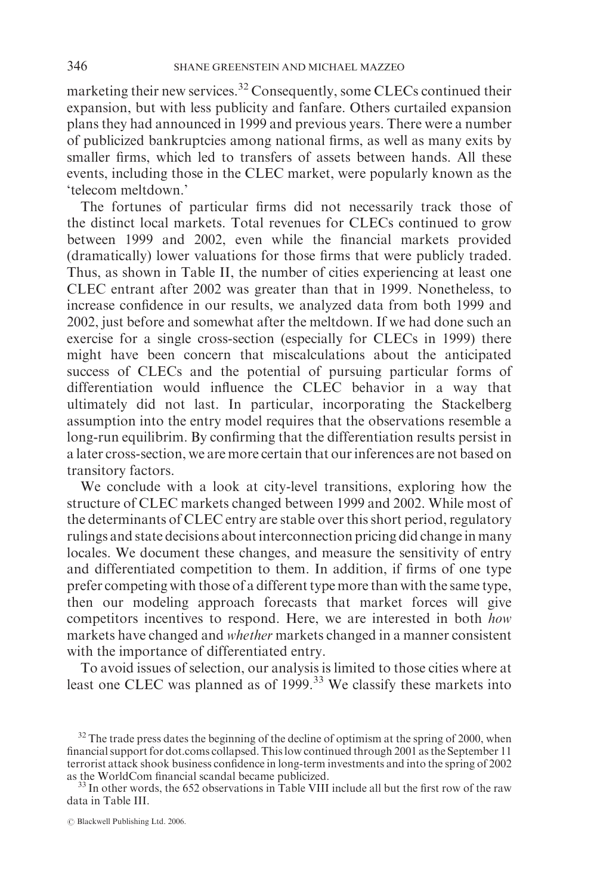marketing their new services.[32] Consequently, some CLECs continued their expansion, but with less publicity and fanfare. Others curtailed expansion plans they had announced in 1999 and previous years. There were a number of publicized bankruptcies among national firms, as well as many exits by smaller firms, which led to transfers of assets between hands. All these events, including those in the CLEC market, were popularly known as the 'telecom meltdown.'

The fortunes of particular firms did not necessarily track those of the distinct local markets. Total revenues for CLECs continued to grow between 1999 and 2002, even while the financial markets provided (dramatically) lower valuations for those firms that were publicly traded. Thus, as shown in Table II, the number of cities experiencing at least one CLEC entrant after 2002 was greater than that in 1999. Nonetheless, to increase confidence in our results, we analyzed data from both 1999 and 2002, just before and somewhat after the meltdown. If we had done such an exercise for a single cross-section (especially for CLECs in 1999) there might have been concern that miscalculations about the anticipated success of CLECs and the potential of pursuing particular forms of differentiation would influence the CLEC behavior in a way that ultimately did not last. In particular, incorporating the Stackelberg assumption into the entry model requires that the observations resemble a long-run equilibrim. By confirming that the differentiation results persist in a later cross-section, we are more certain that our inferences are not based on transitory factors.

We conclude with a look at city-level transitions, exploring how the structure of CLEC markets changed between 1999 and 2002. While most of the determinants of CLEC entry are stable over this short period, regulatory rulings and state decisions about interconnection pricing did change in many locales. We document these changes, and measure the sensitivity of entry and differentiated competition to them. In addition, if firms of one type prefer competing with those of a different type more than with the same type, then our modeling approach forecasts that market forces will give competitors incentives to respond. Here, we are interested in both *how* markets have changed and *whether* markets changed in a manner consistent with the importance of differentiated entry.

To avoid issues of selection, our analysis is limited to those cities where at least one CLEC was planned as of 1999.[33] We classify these markets into

[32] The trade press dates the beginning of the decline of optimism at the spring of 2000, when financial support for dot.coms collapsed. This low continued through 2001 as the September 11 terrorist attack shook business confidence in long-term investments and into the spring of 2002 as the WorldCom financial scandal became publicized.

[33] In other words, the 652 observations in Table VIII include all but the first row of the raw data in Table III.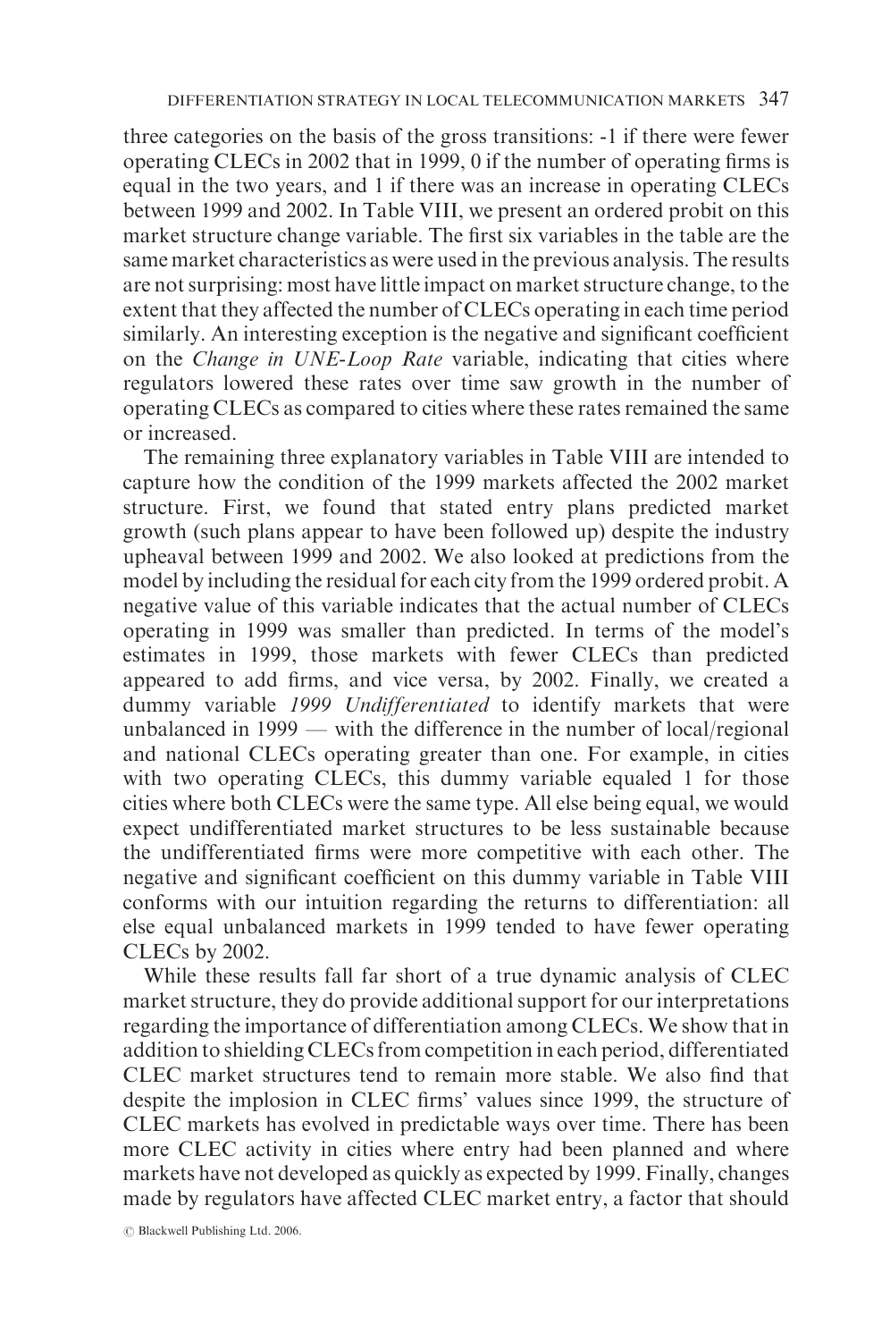three categories on the basis of the gross transitions: -1 if there were fewer operating CLECs in 2002 that in 1999, 0 if the number of operating firms is equal in the two years, and 1 if there was an increase in operating CLECs between 1999 and 2002. In Table VIII, we present an ordered probit on this market structure change variable. The first six variables in the table are the same market characteristics as were used in the previous analysis. The results are not surprising: most have little impact on market structure change, to the extent that they affected the number of CLECs operating in each time period similarly. An interesting exception is the negative and significant coefficient on the *Change in UNE-Loop Rate* variable, indicating that cities where regulators lowered these rates over time saw growth in the number of operating CLECs as compared to cities where these rates remained the same or increased.

The remaining three explanatory variables in Table VIII are intended to capture how the condition of the 1999 markets affected the 2002 market structure. First, we found that stated entry plans predicted market growth (such plans appear to have been followed up) despite the industry upheaval between 1999 and 2002. We also looked at predictions from the model by including the residual for each city from the 1999 ordered probit. A negative value of this variable indicates that the actual number of CLECs operating in 1999 was smaller than predicted. In terms of the model's estimates in 1999, those markets with fewer CLECs than predicted appeared to add firms, and vice versa, by 2002. Finally, we created a dummy variable *1999 Undifferentiated* to identify markets that were unbalanced in 1999 — with the difference in the number of local/regional and national CLECs operating greater than one. For example, in cities with two operating CLECs, this dummy variable equaled 1 for those cities where both CLECs were the same type. All else being equal, we would expect undifferentiated market structures to be less sustainable because the undifferentiated firms were more competitive with each other. The negative and significant coefficient on this dummy variable in Table VIII conforms with our intuition regarding the returns to differentiation: all else equal unbalanced markets in 1999 tended to have fewer operating CLECs by 2002.

While these results fall far short of a true dynamic analysis of CLEC market structure, they do provide additional support for our interpretations regarding the importance of differentiation among CLECs. We show that in addition to shielding CLECs from competition in each period, differentiated CLEC market structures tend to remain more stable. We also find that despite the implosion in CLEC firms' values since 1999, the structure of CLEC markets has evolved in predictable ways over time. There has been more CLEC activity in cities where entry had been planned and where markets have not developed as quickly as expected by 1999. Finally, changes made by regulators have affected CLEC market entry, a factor that should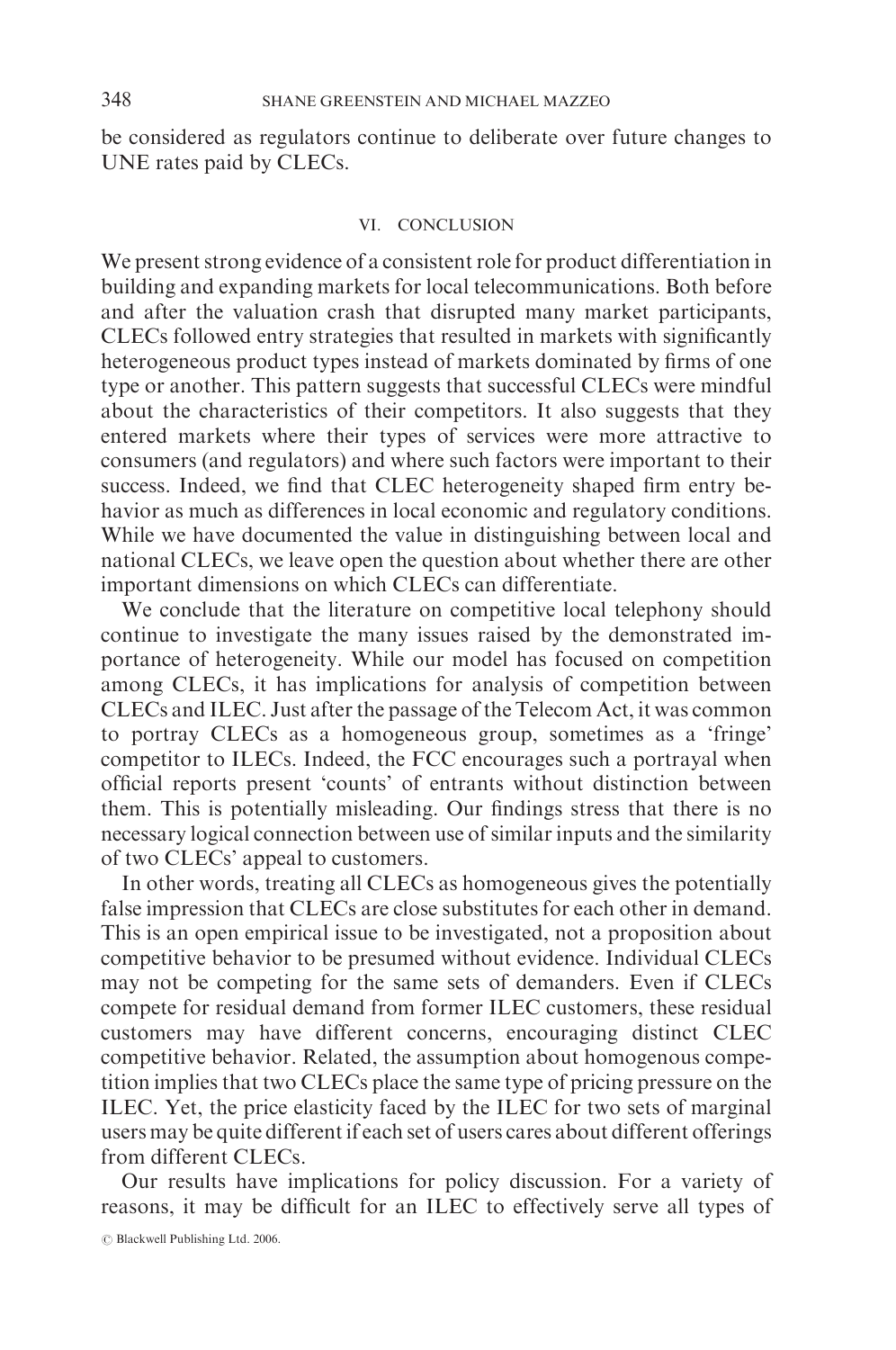be considered as regulators continue to deliberate over future changes to UNE rates paid by CLECs.

## VI. CONCLUSION

We present strong evidence of a consistent role for product differentiation in building and expanding markets for local telecommunications. Both before and after the valuation crash that disrupted many market participants, CLECs followed entry strategies that resulted in markets with significantly heterogeneous product types instead of markets dominated by firms of one type or another. This pattern suggests that successful CLECs were mindful about the characteristics of their competitors. It also suggests that they entered markets where their types of services were more attractive to consumers (and regulators) and where such factors were important to their success. Indeed, we find that CLEC heterogeneity shaped firm entry behavior as much as differences in local economic and regulatory conditions. While we have documented the value in distinguishing between local and national CLECs, we leave open the question about whether there are other important dimensions on which CLECs can differentiate.

We conclude that the literature on competitive local telephony should continue to investigate the many issues raised by the demonstrated importance of heterogeneity. While our model has focused on competition among CLECs, it has implications for analysis of competition between CLECs and ILEC. Just after the passage of the Telecom Act, it was common to portray CLECs as a homogeneous group, sometimes as a 'fringe' competitor to ILECs. Indeed, the FCC encourages such a portrayal when official reports present 'counts' of entrants without distinction between them. This is potentially misleading. Our findings stress that there is no necessary logical connection between use of similar inputs and the similarity of two CLECs' appeal to customers.

In other words, treating all CLECs as homogeneous gives the potentially false impression that CLECs are close substitutes for each other in demand. This is an open empirical issue to be investigated, not a proposition about competitive behavior to be presumed without evidence. Individual CLECs may not be competing for the same sets of demanders. Even if CLECs compete for residual demand from former ILEC customers, these residual customers may have different concerns, encouraging distinct CLEC competitive behavior. Related, the assumption about homogenous competition implies that two CLECs place the same type of pricing pressure on the ILEC. Yet, the price elasticity faced by the ILEC for two sets of marginal users may be quite different if each set of users cares about different offerings from different CLECs.

Our results have implications for policy discussion. For a variety of reasons, it may be difficult for an ILEC to effectively serve all types of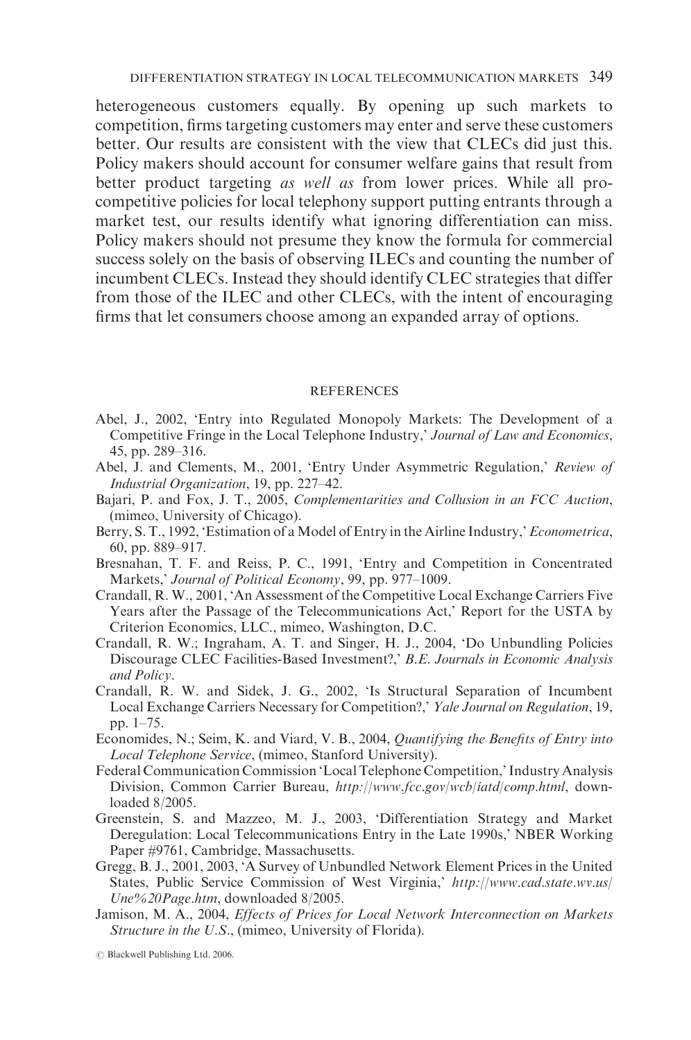heterogeneous customers equally. By opening up such markets to competition, firms targeting customers may enter and serve these customers better. Our results are consistent with the view that CLECs did just this. Policy makers should account for consumer welfare gains that result from better product targeting *as well as* from lower prices. While all pro-competitive policies for local telephony support putting entrants through a market test, our results identify what ignoring differentiation can miss. Policy makers should not presume they know the formula for commercial success solely on the basis of observing ILECs and counting the number of incumbent CLECs. Instead they should identify CLEC strategies that differ from those of the ILEC and other CLECs, with the intent of encouraging firms that let consumers choose among an expanded array of options.

## REFERENCES

Abel, J., 2002, 'Entry into Regulated Monopoly Markets: The Development of a Competitive Fringe in the Local Telephone Industry,' *Journal of Law and Economics*, 45, pp. 289–316.

Abel, J. and Clements, M., 2001, 'Entry Under Asymmetric Regulation,' *Review of Industrial Organization*, 19, pp. 227–42.

Bajari, P. and Fox, J. T., 2005, *Complementarities and Collusion in an FCC Auction*, (mimeo, University of Chicago).

Berry, S. T., 1992, 'Estimation of a Model of Entry in the Airline Industry,' *Econometrica*, 60, pp. 889–917.

Bresnahan, T. F. and Reiss, P. C., 1991, 'Entry and Competition in Concentrated Markets,' *Journal of Political Economy*, 99, pp. 977–1009.

Crandall, R. W., 2001, 'An Assessment of the Competitive Local Exchange Carriers Five Years after the Passage of the Telecommunications Act,' Report for the USTA by Criterion Economics, LLC., mimeo, Washington, D.C.

Crandall, R. W.; Ingraham, A. T. and Singer, H. J., 2004, 'Do Unbundling Policies Discourage CLEC Facilities-Based Investment?,' *B.E. Journals in Economic Analysis and Policy*.

Crandall, R. W. and Sidek, J. G., 2002, 'Is Structural Separation of Incumbent Local Exchange Carriers Necessary for Competition?,' *Yale Journal on Regulation*, 19, pp. 1–75.

Economides, N.; Seim, K. and Viard, V. B., 2004, *Quantifying the Benefits of Entry into Local Telephone Service*, (mimeo, Stanford University).

Federal Communication Commission 'Local Telephone Competition,' Industry Analysis Division, Common Carrier Bureau, *http://www.fcc.gov/wcb/iatd/comp.html*, downloaded 8/2005.

Greenstein, S. and Mazzeo, M. J., 2003, 'Differentiation Strategy and Market Deregulation: Local Telecommunications Entry in the Late 1990s,' NBER Working Paper #9761, Cambridge, Massachusetts.

Gregg, B. J., 2001, 2003, 'A Survey of Unbundled Network Element Prices in the United States, Public Service Commission of West Virginia,' *http://www.cad.state.wv.us/Une%20Page.htm*, downloaded 8/2005.

Jamison, M. A., 2004, *Effects of Prices for Local Network Interconnection on Markets Structure in the U.S.*, (mimeo, University of Florida).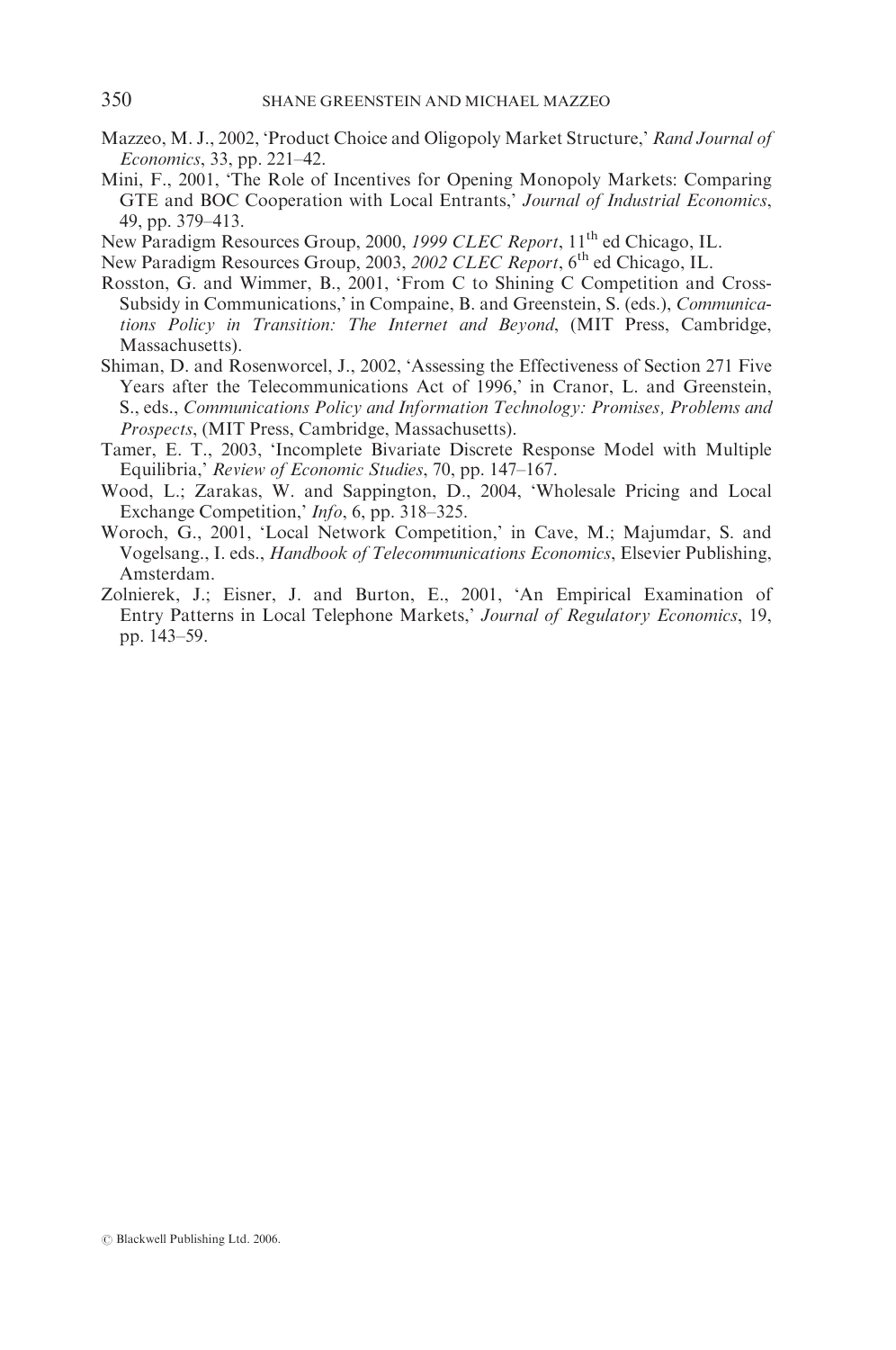Mazzeo, M. J., 2002, 'Product Choice and Oligopoly Market Structure,' *Rand Journal of Economics*, 33, pp. 221–42.

Mini, F., 2001, 'The Role of Incentives for Opening Monopoly Markets: Comparing GTE and BOC Cooperation with Local Entrants,' *Journal of Industrial Economics*, 49, pp. 379–413.

New Paradigm Resources Group, 2000, *1999 CLEC Report*, 11th ed Chicago, IL.

New Paradigm Resources Group, 2003, *2002 CLEC Report*, 6th ed Chicago, IL.

Rosston, G. and Wimmer, B., 2001, 'From C to Shining C Competition and Cross-Subsidy in Communications,' in Compaine, B. and Greenstein, S. (eds.), *Communications Policy in Transition: The Internet and Beyond*, (MIT Press, Cambridge, Massachusetts).

Shiman, D. and Rosenworcel, J., 2002, 'Assessing the Effectiveness of Section 271 Five Years after the Telecommunications Act of 1996,' in Cranor, L. and Greenstein, S., eds., *Communications Policy and Information Technology: Promises, Problems and Prospects*, (MIT Press, Cambridge, Massachusetts).

Tamer, E. T., 2003, 'Incomplete Bivariate Discrete Response Model with Multiple Equilibria,' *Review of Economic Studies*, 70, pp. 147–167.

Wood, L.; Zarakas, W. and Sappington, D., 2004, 'Wholesale Pricing and Local Exchange Competition,' *Info*, 6, pp. 318–325.

Woroch, G., 2001, 'Local Network Competition,' in Cave, M.; Majumdar, S. and Vogelsang., I. eds., *Handbook of Telecommunications Economics*, Elsevier Publishing, Amsterdam.

Zolnierek, J.; Eisner, J. and Burton, E., 2001, 'An Empirical Examination of Entry Patterns in Local Telephone Markets,' *Journal of Regulatory Economics*, 19, pp. 143–59.